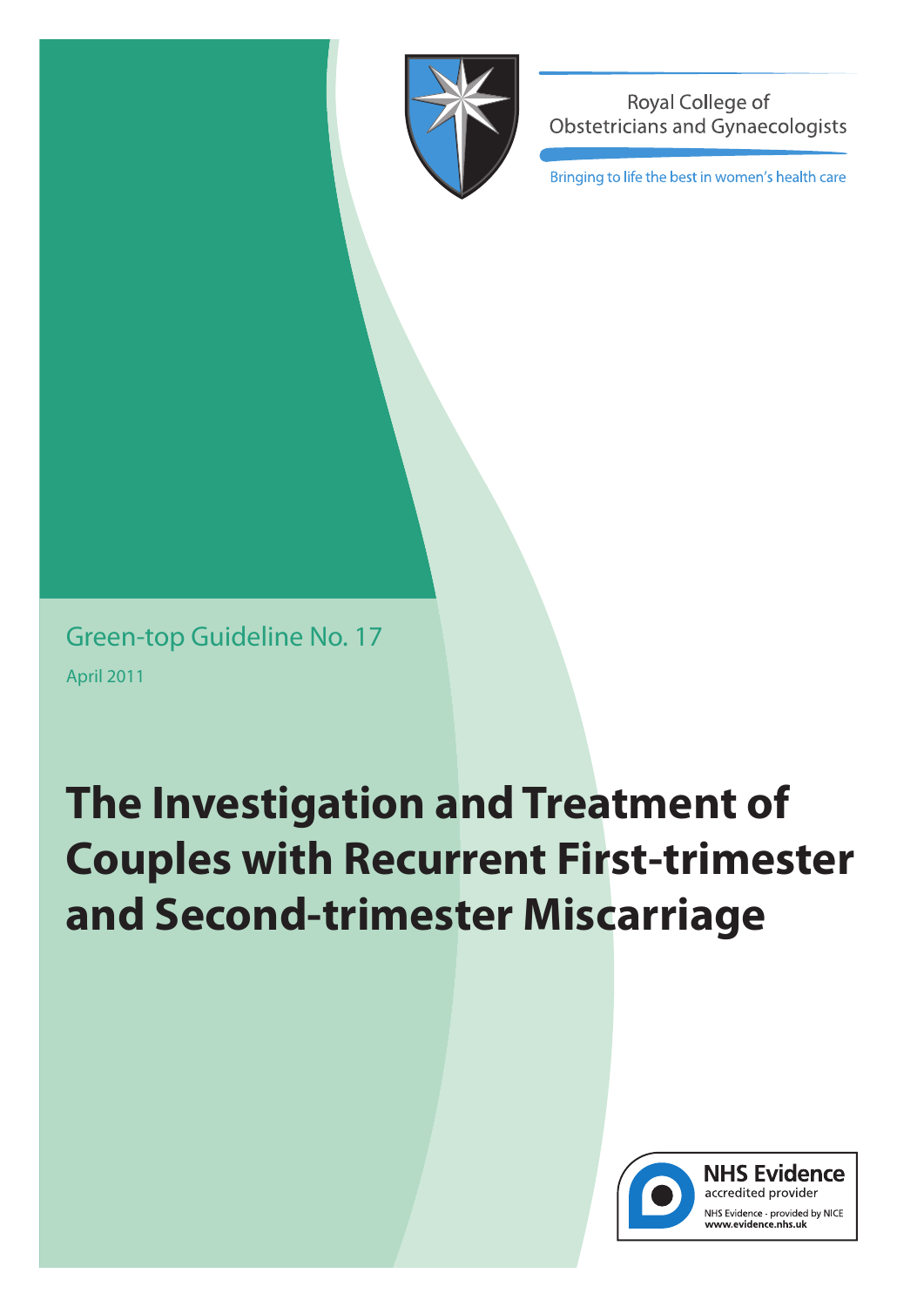Royal College of Obstetricians and Gynaecologists

Bringing to life the best in women's health care

Green-top Guideline No. 17

April 2011

# The Investigation and Treatment of Couples with Recurrent First-trimester and Second-trimester Miscarriage

**NHS Evidence**
accredited provider

NHS Evidence - provided by NICE
**www.evidence.nhs.uk**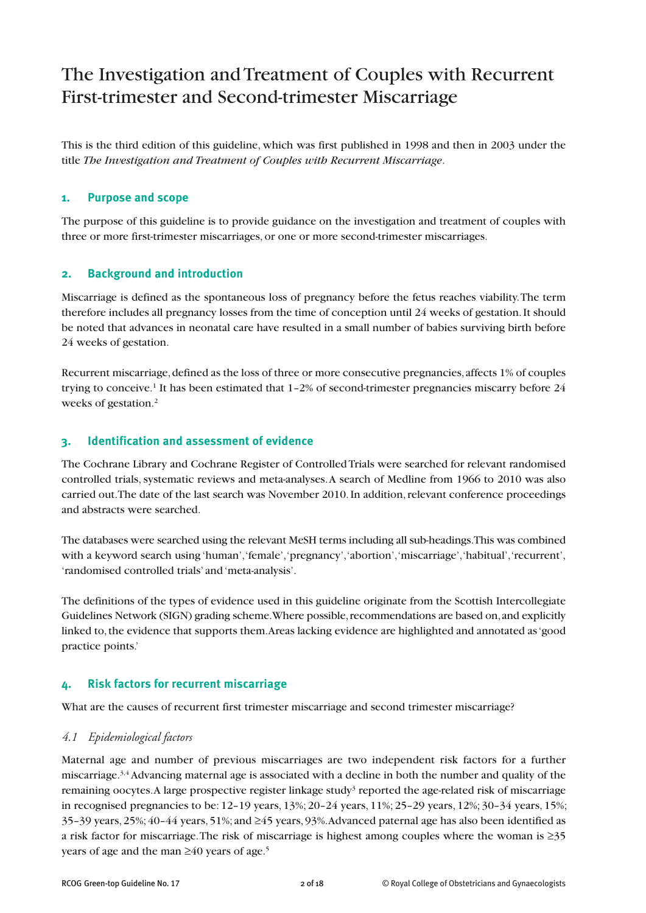# The Investigation and Treatment of Couples with Recurrent First-trimester and Second-trimester Miscarriage

This is the third edition of this guideline, which was first published in 1998 and then in 2003 under the title *The Investigation and Treatment of Couples with Recurrent Miscarriage*.

## 1. Purpose and scope

The purpose of this guideline is to provide guidance on the investigation and treatment of couples with three or more first-trimester miscarriages, or one or more second-trimester miscarriages.

## 2. Background and introduction

Miscarriage is defined as the spontaneous loss of pregnancy before the fetus reaches viability. The term therefore includes all pregnancy losses from the time of conception until 24 weeks of gestation. It should be noted that advances in neonatal care have resulted in a small number of babies surviving birth before 24 weeks of gestation.

Recurrent miscarriage, defined as the loss of three or more consecutive pregnancies, affects 1% of couples trying to conceive.[1] It has been estimated that 1–2% of second-trimester pregnancies miscarry before 24 weeks of gestation.[2]

## 3. Identification and assessment of evidence

The Cochrane Library and Cochrane Register of Controlled Trials were searched for relevant randomised controlled trials, systematic reviews and meta-analyses. A search of Medline from 1966 to 2010 was also carried out. The date of the last search was November 2010. In addition, relevant conference proceedings and abstracts were searched.

The databases were searched using the relevant MeSH terms including all sub-headings. This was combined with a keyword search using 'human', 'female', 'pregnancy', 'abortion', 'miscarriage', 'habitual', 'recurrent', 'randomised controlled trials' and 'meta-analysis'.

The definitions of the types of evidence used in this guideline originate from the Scottish Intercollegiate Guidelines Network (SIGN) grading scheme. Where possible, recommendations are based on, and explicitly linked to, the evidence that supports them. Areas lacking evidence are highlighted and annotated as 'good practice points.'

## 4. Risk factors for recurrent miscarriage

What are the causes of recurrent first trimester miscarriage and second trimester miscarriage?

### *4.1 Epidemiological factors*

Maternal age and number of previous miscarriages are two independent risk factors for a further miscarriage.[3,4] Advancing maternal age is associated with a decline in both the number and quality of the remaining oocytes. A large prospective register linkage study[3] reported the age-related risk of miscarriage in recognised pregnancies to be: 12–19 years, 13%; 20–24 years, 11%; 25–29 years, 12%; 30–34 years, 15%; 35–39 years, 25%; 40–44 years, 51%; and ≥45 years, 93%. Advanced paternal age has also been identified as a risk factor for miscarriage. The risk of miscarriage is highest among couples where the woman is ≥35 years of age and the man ≥40 years of age.[5]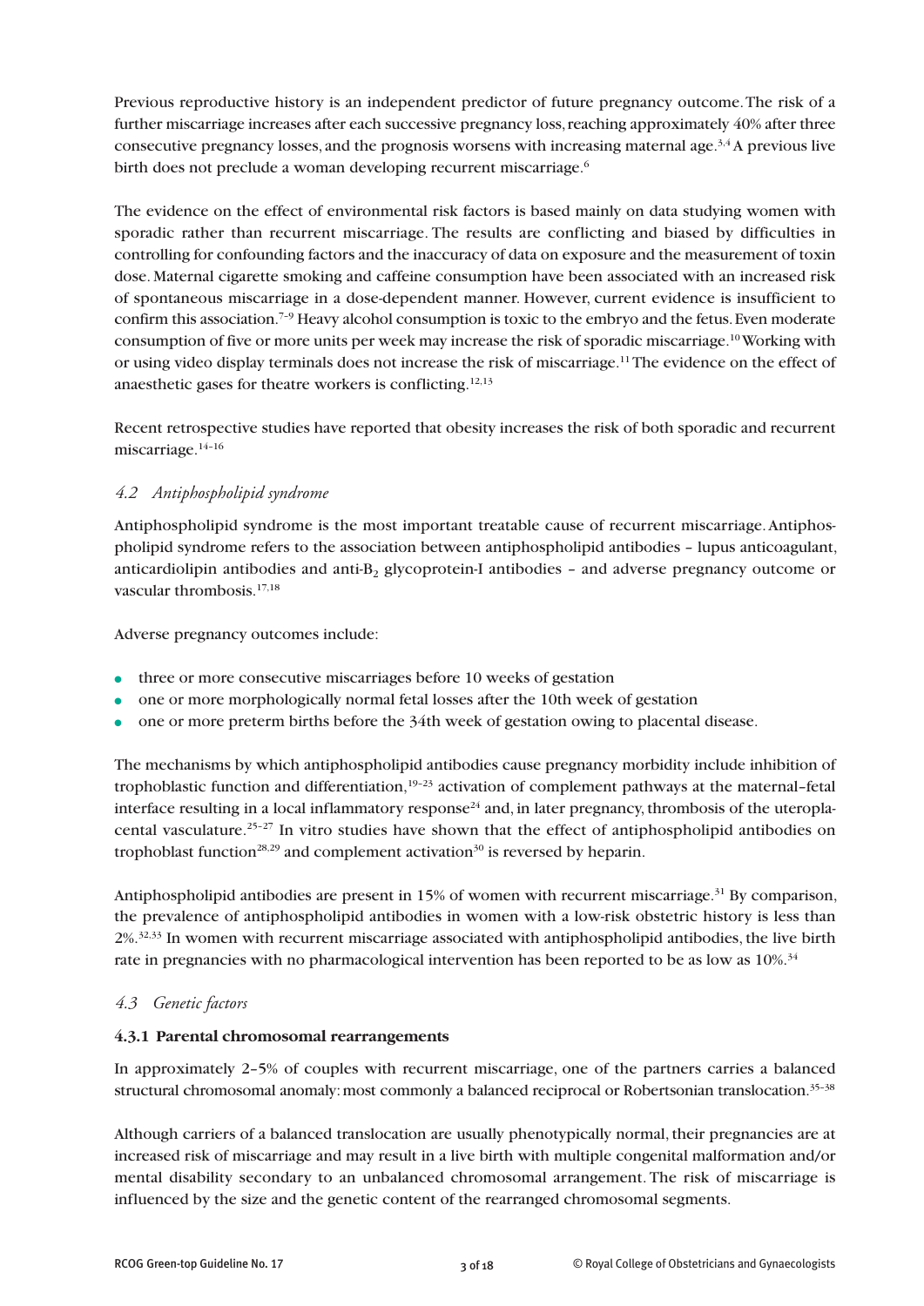Previous reproductive history is an independent predictor of future pregnancy outcome. The risk of a further miscarriage increases after each successive pregnancy loss, reaching approximately 40% after three consecutive pregnancy losses, and the prognosis worsens with increasing maternal age.[3,4] A previous live birth does not preclude a woman developing recurrent miscarriage.[6]

The evidence on the effect of environmental risk factors is based mainly on data studying women with sporadic rather than recurrent miscarriage. The results are conflicting and biased by difficulties in controlling for confounding factors and the inaccuracy of data on exposure and the measurement of toxin dose. Maternal cigarette smoking and caffeine consumption have been associated with an increased risk of spontaneous miscarriage in a dose-dependent manner. However, current evidence is insufficient to confirm this association.[7–9] Heavy alcohol consumption is toxic to the embryo and the fetus. Even moderate consumption of five or more units per week may increase the risk of sporadic miscarriage.[10] Working with or using video display terminals does not increase the risk of miscarriage.[11] The evidence on the effect of anaesthetic gases for theatre workers is conflicting.[12,13]

Recent retrospective studies have reported that obesity increases the risk of both sporadic and recurrent miscarriage.[14–16]

### *4.2 Antiphospholipid syndrome*

Antiphospholipid syndrome is the most important treatable cause of recurrent miscarriage. Antiphospholipid syndrome refers to the association between antiphospholipid antibodies – lupus anticoagulant, anticardiolipin antibodies and anti-$B_2$ glycoprotein-I antibodies – and adverse pregnancy outcome or vascular thrombosis.[17,18]

Adverse pregnancy outcomes include:

- three or more consecutive miscarriages before 10 weeks of gestation
- one or more morphologically normal fetal losses after the 10th week of gestation
- one or more preterm births before the 34th week of gestation owing to placental disease.

The mechanisms by which antiphospholipid antibodies cause pregnancy morbidity include inhibition of trophoblastic function and differentiation,[19–23] activation of complement pathways at the maternal–fetal interface resulting in a local inflammatory response[24] and, in later pregnancy, thrombosis of the uteroplacental vasculature.[25–27] In vitro studies have shown that the effect of antiphospholipid antibodies on trophoblast function[28,29] and complement activation[30] is reversed by heparin.

Antiphospholipid antibodies are present in 15% of women with recurrent miscarriage.[31] By comparison, the prevalence of antiphospholipid antibodies in women with a low-risk obstetric history is less than 2%.[32,33] In women with recurrent miscarriage associated with antiphospholipid antibodies, the live birth rate in pregnancies with no pharmacological intervention has been reported to be as low as 10%.[34]

### *4.3 Genetic factors*

#### **4.3.1 Parental chromosomal rearrangements**

In approximately 2–5% of couples with recurrent miscarriage, one of the partners carries a balanced structural chromosomal anomaly: most commonly a balanced reciprocal or Robertsonian translocation.[35–38]

Although carriers of a balanced translocation are usually phenotypically normal, their pregnancies are at increased risk of miscarriage and may result in a live birth with multiple congenital malformation and/or mental disability secondary to an unbalanced chromosomal arrangement. The risk of miscarriage is influenced by the size and the genetic content of the rearranged chromosomal segments.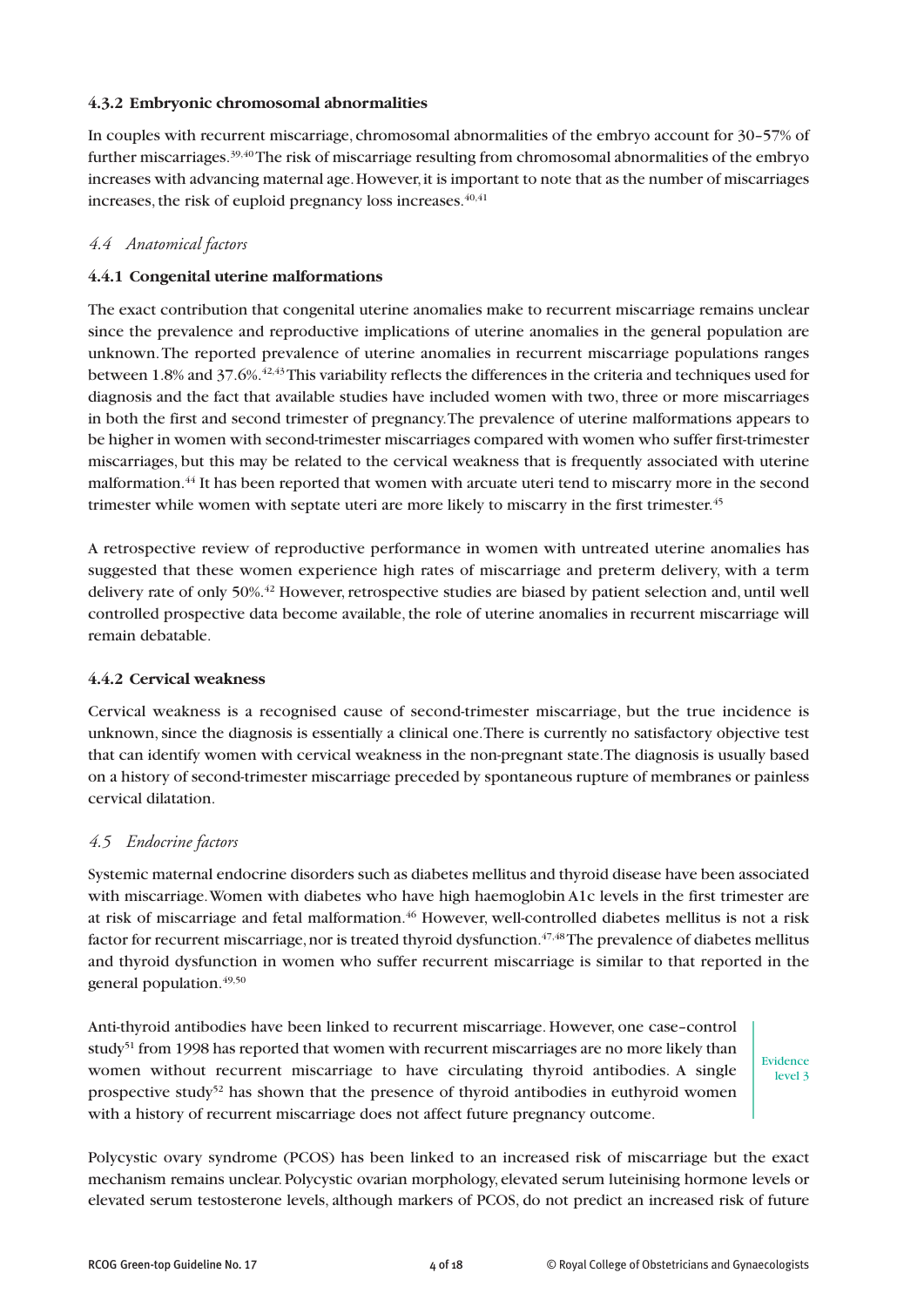#### 4.3.2 Embryonic chromosomal abnormalities

In couples with recurrent miscarriage, chromosomal abnormalities of the embryo account for 30–57% of further miscarriages.[39,40] The risk of miscarriage resulting from chromosomal abnormalities of the embryo increases with advancing maternal age. However, it is important to note that as the number of miscarriages increases, the risk of euploid pregnancy loss increases.[40,41]

### *4.4 Anatomical factors*

#### 4.4.1 Congenital uterine malformations

The exact contribution that congenital uterine anomalies make to recurrent miscarriage remains unclear since the prevalence and reproductive implications of uterine anomalies in the general population are unknown. The reported prevalence of uterine anomalies in recurrent miscarriage populations ranges between 1.8% and 37.6%.[42,43] This variability reflects the differences in the criteria and techniques used for diagnosis and the fact that available studies have included women with two, three or more miscarriages in both the first and second trimester of pregnancy. The prevalence of uterine malformations appears to be higher in women with second-trimester miscarriages compared with women who suffer first-trimester miscarriages, but this may be related to the cervical weakness that is frequently associated with uterine malformation.[44] It has been reported that women with arcuate uteri tend to miscarry more in the second trimester while women with septate uteri are more likely to miscarry in the first trimester.[45]

A retrospective review of reproductive performance in women with untreated uterine anomalies has suggested that these women experience high rates of miscarriage and preterm delivery, with a term delivery rate of only 50%.[42] However, retrospective studies are biased by patient selection and, until well controlled prospective data become available, the role of uterine anomalies in recurrent miscarriage will remain debatable.

#### 4.4.2 Cervical weakness

Cervical weakness is a recognised cause of second-trimester miscarriage, but the true incidence is unknown, since the diagnosis is essentially a clinical one. There is currently no satisfactory objective test that can identify women with cervical weakness in the non-pregnant state. The diagnosis is usually based on a history of second-trimester miscarriage preceded by spontaneous rupture of membranes or painless cervical dilatation.

### *4.5 Endocrine factors*

Systemic maternal endocrine disorders such as diabetes mellitus and thyroid disease have been associated with miscarriage. Women with diabetes who have high haemoglobin A1c levels in the first trimester are at risk of miscarriage and fetal malformation.[46] However, well-controlled diabetes mellitus is not a risk factor for recurrent miscarriage, nor is treated thyroid dysfunction.[47,48] The prevalence of diabetes mellitus and thyroid dysfunction in women who suffer recurrent miscarriage is similar to that reported in the general population.[49,50]

Anti-thyroid antibodies have been linked to recurrent miscarriage. However, one case–control study[51] from 1998 has reported that women with recurrent miscarriages are no more likely than women without recurrent miscarriage to have circulating thyroid antibodies. A single prospective study[52] has shown that the presence of thyroid antibodies in euthyroid women with a history of recurrent miscarriage does not affect future pregnancy outcome.

Evidence level 3

Polycystic ovary syndrome (PCOS) has been linked to an increased risk of miscarriage but the exact mechanism remains unclear. Polycystic ovarian morphology, elevated serum luteinising hormone levels or elevated serum testosterone levels, although markers of PCOS, do not predict an increased risk of future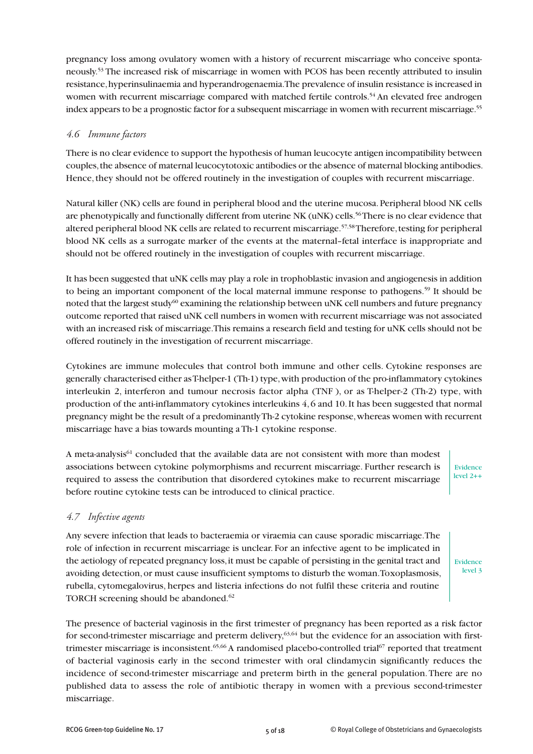pregnancy loss among ovulatory women with a history of recurrent miscarriage who conceive spontaneously.[53] The increased risk of miscarriage in women with PCOS has been recently attributed to insulin resistance, hyperinsulinaemia and hyperandrogenaemia. The prevalence of insulin resistance is increased in women with recurrent miscarriage compared with matched fertile controls.[54] An elevated free androgen index appears to be a prognostic factor for a subsequent miscarriage in women with recurrent miscarriage.[55]

### *4.6 Immune factors*

There is no clear evidence to support the hypothesis of human leucocyte antigen incompatibility between couples, the absence of maternal leucocytotoxic antibodies or the absence of maternal blocking antibodies. Hence, they should not be offered routinely in the investigation of couples with recurrent miscarriage.

Natural killer (NK) cells are found in peripheral blood and the uterine mucosa. Peripheral blood NK cells are phenotypically and functionally different from uterine NK (uNK) cells.[56] There is no clear evidence that altered peripheral blood NK cells are related to recurrent miscarriage.[57,58] Therefore, testing for peripheral blood NK cells as a surrogate marker of the events at the maternal–fetal interface is inappropriate and should not be offered routinely in the investigation of couples with recurrent miscarriage.

It has been suggested that uNK cells may play a role in trophoblastic invasion and angiogenesis in addition to being an important component of the local maternal immune response to pathogens.[59] It should be noted that the largest study[60] examining the relationship between uNK cell numbers and future pregnancy outcome reported that raised uNK cell numbers in women with recurrent miscarriage was not associated with an increased risk of miscarriage. This remains a research field and testing for uNK cells should not be offered routinely in the investigation of recurrent miscarriage.

Cytokines are immune molecules that control both immune and other cells. Cytokine responses are generally characterised either as T-helper-1 (Th-1) type, with production of the pro-inflammatory cytokines interleukin 2, interferon and tumour necrosis factor alpha (TNF ), or as T-helper-2 (Th-2) type, with production of the anti-inflammatory cytokines interleukins 4, 6 and 10. It has been suggested that normal pregnancy might be the result of a predominantly Th-2 cytokine response, whereas women with recurrent miscarriage have a bias towards mounting a Th-1 cytokine response.

A meta-analysis[61] concluded that the available data are not consistent with more than modest associations between cytokine polymorphisms and recurrent miscarriage. Further research is required to assess the contribution that disordered cytokines make to recurrent miscarriage before routine cytokine tests can be introduced to clinical practice.

Evidence level 2++

### *4.7 Infective agents*

Any severe infection that leads to bacteraemia or viraemia can cause sporadic miscarriage. The role of infection in recurrent miscarriage is unclear. For an infective agent to be implicated in the aetiology of repeated pregnancy loss, it must be capable of persisting in the genital tract and avoiding detection, or must cause insufficient symptoms to disturb the woman. Toxoplasmosis, rubella, cytomegalovirus, herpes and listeria infections do not fulfil these criteria and routine TORCH screening should be abandoned.[62]

Evidence level 3

The presence of bacterial vaginosis in the first trimester of pregnancy has been reported as a risk factor for second-trimester miscarriage and preterm delivery,[63,64] but the evidence for an association with first-trimester miscarriage is inconsistent.[65,66] A randomised placebo-controlled trial[67] reported that treatment of bacterial vaginosis early in the second trimester with oral clindamycin significantly reduces the incidence of second-trimester miscarriage and preterm birth in the general population. There are no published data to assess the role of antibiotic therapy in women with a previous second-trimester miscarriage.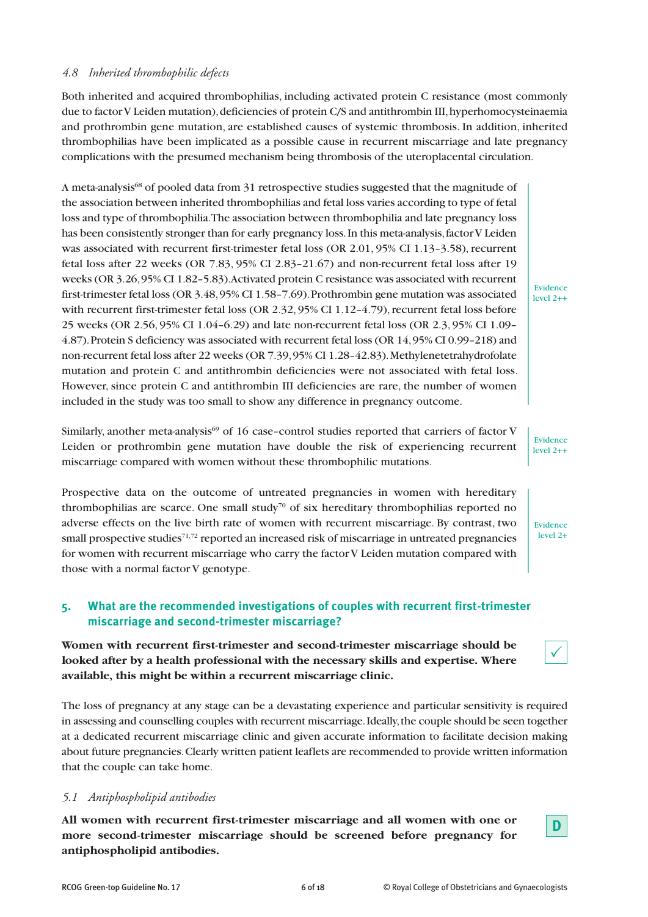### *4.8 Inherited thrombophilic defects*

Both inherited and acquired thrombophilias, including activated protein C resistance (most commonly due to factor V Leiden mutation), deficiencies of protein C/S and antithrombin III, hyperhomocysteinaemia and prothrombin gene mutation, are established causes of systemic thrombosis. In addition, inherited thrombophilias have been implicated as a possible cause in recurrent miscarriage and late pregnancy complications with the presumed mechanism being thrombosis of the uteroplacental circulation.

A meta-analysis[68] of pooled data from 31 retrospective studies suggested that the magnitude of the association between inherited thrombophilias and fetal loss varies according to type of fetal loss and type of thrombophilia. The association between thrombophilia and late pregnancy loss has been consistently stronger than for early pregnancy loss. In this meta-analysis, factor V Leiden was associated with recurrent first-trimester fetal loss (OR 2.01, 95% CI 1.13–3.58), recurrent fetal loss after 22 weeks (OR 7.83, 95% CI 2.83–21.67) and non-recurrent fetal loss after 19 weeks (OR 3.26, 95% CI 1.82–5.83). Activated protein C resistance was associated with recurrent first-trimester fetal loss (OR 3.48, 95% CI 1.58–7.69). Prothrombin gene mutation was associated with recurrent first-trimester fetal loss (OR 2.32, 95% CI 1.12–4.79), recurrent fetal loss before 25 weeks (OR 2.56, 95% CI 1.04–6.29) and late non-recurrent fetal loss (OR 2.3, 95% CI 1.09–4.87). Protein S deficiency was associated with recurrent fetal loss (OR 14, 95% CI 0.99–218) and non-recurrent fetal loss after 22 weeks (OR 7.39, 95% CI 1.28–42.83). Methylenetetrahydrofolate mutation and protein C and antithrombin deficiencies were not associated with fetal loss. However, since protein C and antithrombin III deficiencies are rare, the number of women included in the study was too small to show any difference in pregnancy outcome.

Evidence level 2++

Similarly, another meta-analysis[69] of 16 case–control studies reported that carriers of factor V Leiden or prothrombin gene mutation have double the risk of experiencing recurrent miscarriage compared with women without these thrombophilic mutations.

Evidence level 2++

Prospective data on the outcome of untreated pregnancies in women with hereditary thrombophilias are scarce. One small study[70] of six hereditary thrombophilias reported no adverse effects on the live birth rate of women with recurrent miscarriage. By contrast, two small prospective studies[71,72] reported an increased risk of miscarriage in untreated pregnancies for women with recurrent miscarriage who carry the factor V Leiden mutation compared with those with a normal factor V genotype.

Evidence level 2+

## 5. What are the recommended investigations of couples with recurrent first-trimester miscarriage and second-trimester miscarriage?

**Women with recurrent first-trimester and second-trimester miscarriage should be looked after by a health professional with the necessary skills and expertise. Where available, this might be within a recurrent miscarriage clinic.**

✓

The loss of pregnancy at any stage can be a devastating experience and particular sensitivity is required in assessing and counselling couples with recurrent miscarriage. Ideally, the couple should be seen together at a dedicated recurrent miscarriage clinic and given accurate information to facilitate decision making about future pregnancies. Clearly written patient leaflets are recommended to provide written information that the couple can take home.

### *5.1 Antiphospholipid antibodies*

**All women with recurrent first-trimester miscarriage and all women with one or more second-trimester miscarriage should be screened before pregnancy for antiphospholipid antibodies.**

**D**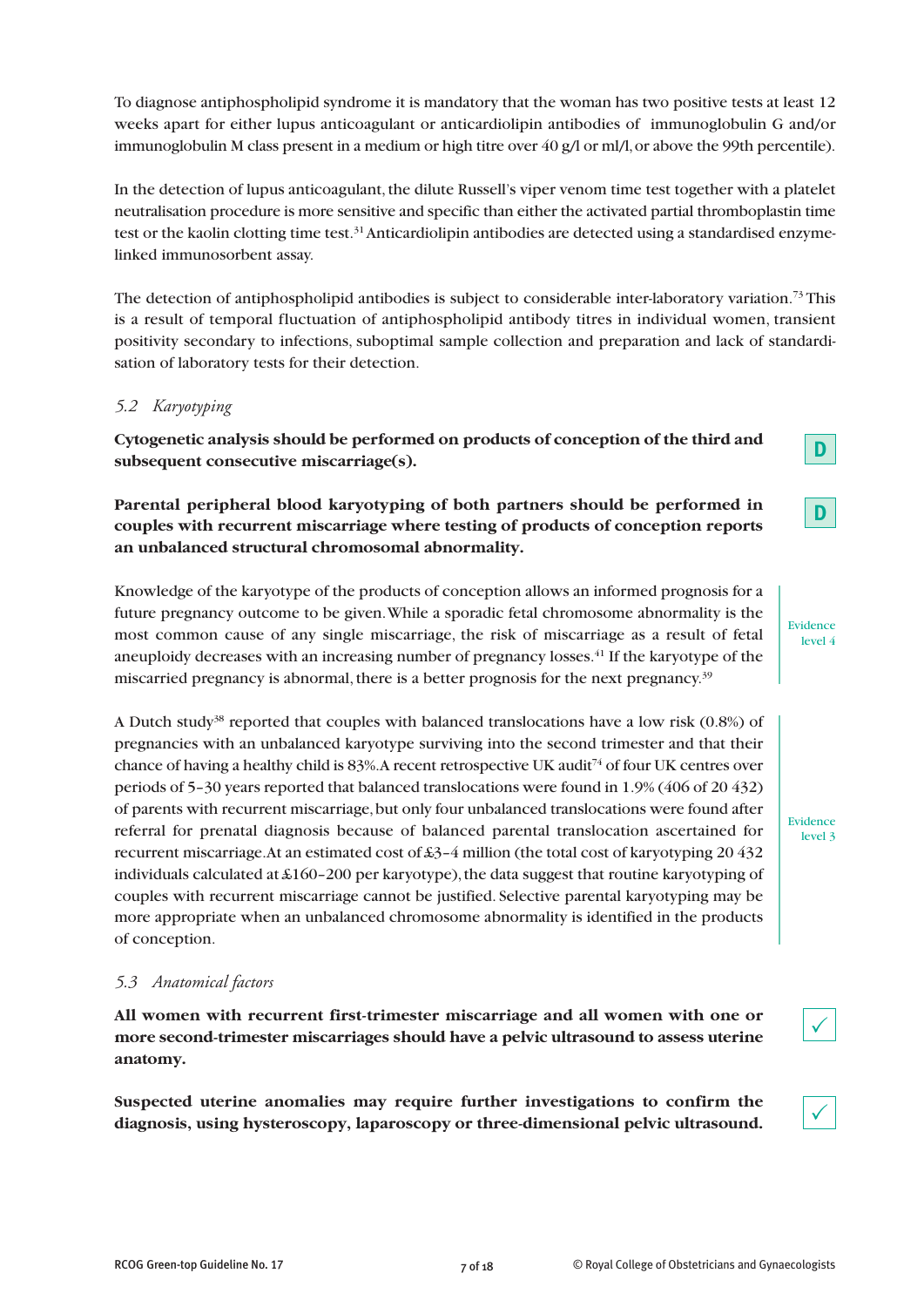To diagnose antiphospholipid syndrome it is mandatory that the woman has two positive tests at least 12 weeks apart for either lupus anticoagulant or anticardiolipin antibodies of immunoglobulin G and/or immunoglobulin M class present in a medium or high titre over 40 g/l or ml/l, or above the 99th percentile).

In the detection of lupus anticoagulant, the dilute Russell's viper venom time test together with a platelet neutralisation procedure is more sensitive and specific than either the activated partial thromboplastin time test or the kaolin clotting time test.[31] Anticardiolipin antibodies are detected using a standardised enzyme-linked immunosorbent assay.

The detection of antiphospholipid antibodies is subject to considerable inter-laboratory variation.[73] This is a result of temporal fluctuation of antiphospholipid antibody titres in individual women, transient positivity secondary to infections, suboptimal sample collection and preparation and lack of standardisation of laboratory tests for their detection.

### *5.2 Karyotyping*

**Cytogenetic analysis should be performed on products of conception of the third and subsequent consecutive miscarriage(s).** **D**

**Parental peripheral blood karyotyping of both partners should be performed in couples with recurrent miscarriage where testing of products of conception reports an unbalanced structural chromosomal abnormality.** **D**

Knowledge of the karyotype of the products of conception allows an informed prognosis for a future pregnancy outcome to be given. While a sporadic fetal chromosome abnormality is the most common cause of any single miscarriage, the risk of miscarriage as a result of fetal aneuploidy decreases with an increasing number of pregnancy losses.[41] If the karyotype of the miscarried pregnancy is abnormal, there is a better prognosis for the next pregnancy.[39]

Evidence level 4

A Dutch study[38] reported that couples with balanced translocations have a low risk (0.8%) of pregnancies with an unbalanced karyotype surviving into the second trimester and that their chance of having a healthy child is 83%. A recent retrospective UK audit[74] of four UK centres over periods of 5–30 years reported that balanced translocations were found in 1.9% (406 of 20 432) of parents with recurrent miscarriage, but only four unbalanced translocations were found after referral for prenatal diagnosis because of balanced parental translocation ascertained for recurrent miscarriage. At an estimated cost of £3–4 million (the total cost of karyotyping 20 432 individuals calculated at £160–200 per karyotype), the data suggest that routine karyotyping of couples with recurrent miscarriage cannot be justified. Selective parental karyotyping may be more appropriate when an unbalanced chromosome abnormality is identified in the products of conception.

Evidence level 3

### *5.3 Anatomical factors*

**All women with recurrent first-trimester miscarriage and all women with one or more second-trimester miscarriages should have a pelvic ultrasound to assess uterine anatomy.** ✓

**Suspected uterine anomalies may require further investigations to confirm the diagnosis, using hysteroscopy, laparoscopy or three-dimensional pelvic ultrasound.** ✓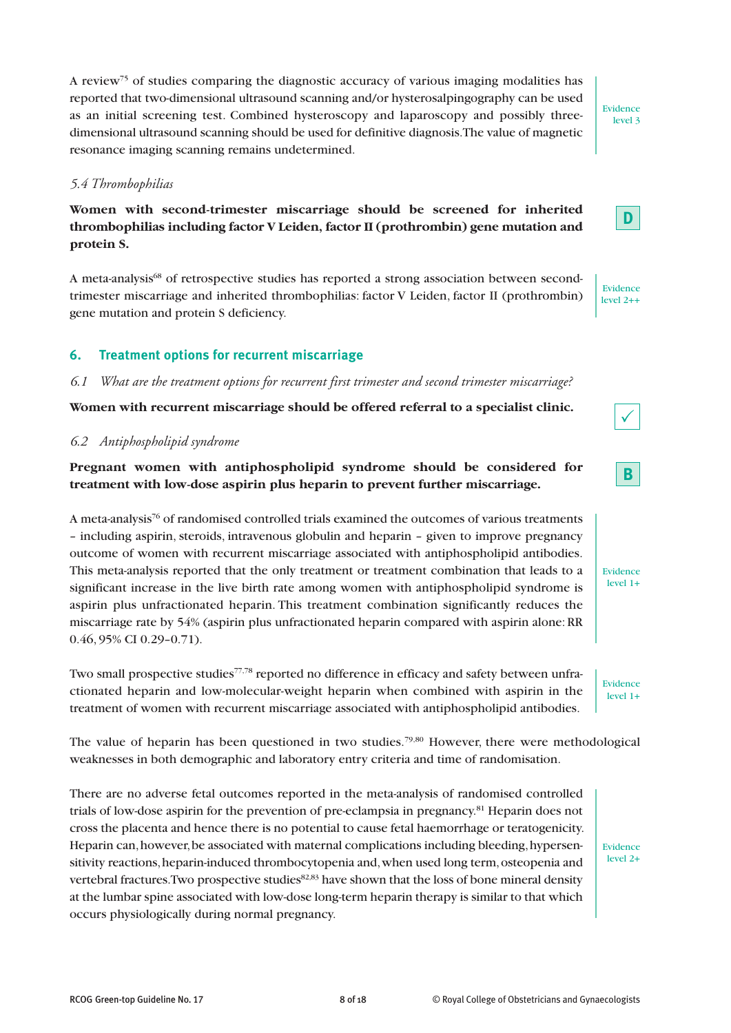A review[75] of studies comparing the diagnostic accuracy of various imaging modalities has reported that two-dimensional ultrasound scanning and/or hysterosalpingography can be used as an initial screening test. Combined hysteroscopy and laparoscopy and possibly three-dimensional ultrasound scanning should be used for definitive diagnosis. The value of magnetic resonance imaging scanning remains undetermined.

Evidence level 3

*5.4 Thrombophilias*

**Women with second-trimester miscarriage should be screened for inherited thrombophilias including factor V Leiden, factor II (prothrombin) gene mutation and protein S.**

D

A meta-analysis[68] of retrospective studies has reported a strong association between second-trimester miscarriage and inherited thrombophilias: factor V Leiden, factor II (prothrombin) gene mutation and protein S deficiency.

Evidence level 2++

## 6. Treatment options for recurrent miscarriage

*6.1 What are the treatment options for recurrent first trimester and second trimester miscarriage?*

**Women with recurrent miscarriage should be offered referral to a specialist clinic.**

✓

*6.2 Antiphospholipid syndrome*

**Pregnant women with antiphospholipid syndrome should be considered for treatment with low-dose aspirin plus heparin to prevent further miscarriage.**

B

A meta-analysis[76] of randomised controlled trials examined the outcomes of various treatments – including aspirin, steroids, intravenous globulin and heparin – given to improve pregnancy outcome of women with recurrent miscarriage associated with antiphospholipid antibodies. This meta-analysis reported that the only treatment or treatment combination that leads to a significant increase in the live birth rate among women with antiphospholipid syndrome is aspirin plus unfractionated heparin. This treatment combination significantly reduces the miscarriage rate by 54% (aspirin plus unfractionated heparin compared with aspirin alone: RR 0.46, 95% CI 0.29–0.71).

Evidence level 1+

Two small prospective studies[77,78] reported no difference in efficacy and safety between unfractionated heparin and low-molecular-weight heparin when combined with aspirin in the treatment of women with recurrent miscarriage associated with antiphospholipid antibodies.

Evidence level 1+

The value of heparin has been questioned in two studies.[79,80] However, there were methodological weaknesses in both demographic and laboratory entry criteria and time of randomisation.

There are no adverse fetal outcomes reported in the meta-analysis of randomised controlled trials of low-dose aspirin for the prevention of pre-eclampsia in pregnancy.[81] Heparin does not cross the placenta and hence there is no potential to cause fetal haemorrhage or teratogenicity. Heparin can, however, be associated with maternal complications including bleeding, hypersensitivity reactions, heparin-induced thrombocytopenia and, when used long term, osteopenia and vertebral fractures. Two prospective studies[82,83] have shown that the loss of bone mineral density at the lumbar spine associated with low-dose long-term heparin therapy is similar to that which occurs physiologically during normal pregnancy.

Evidence level 2+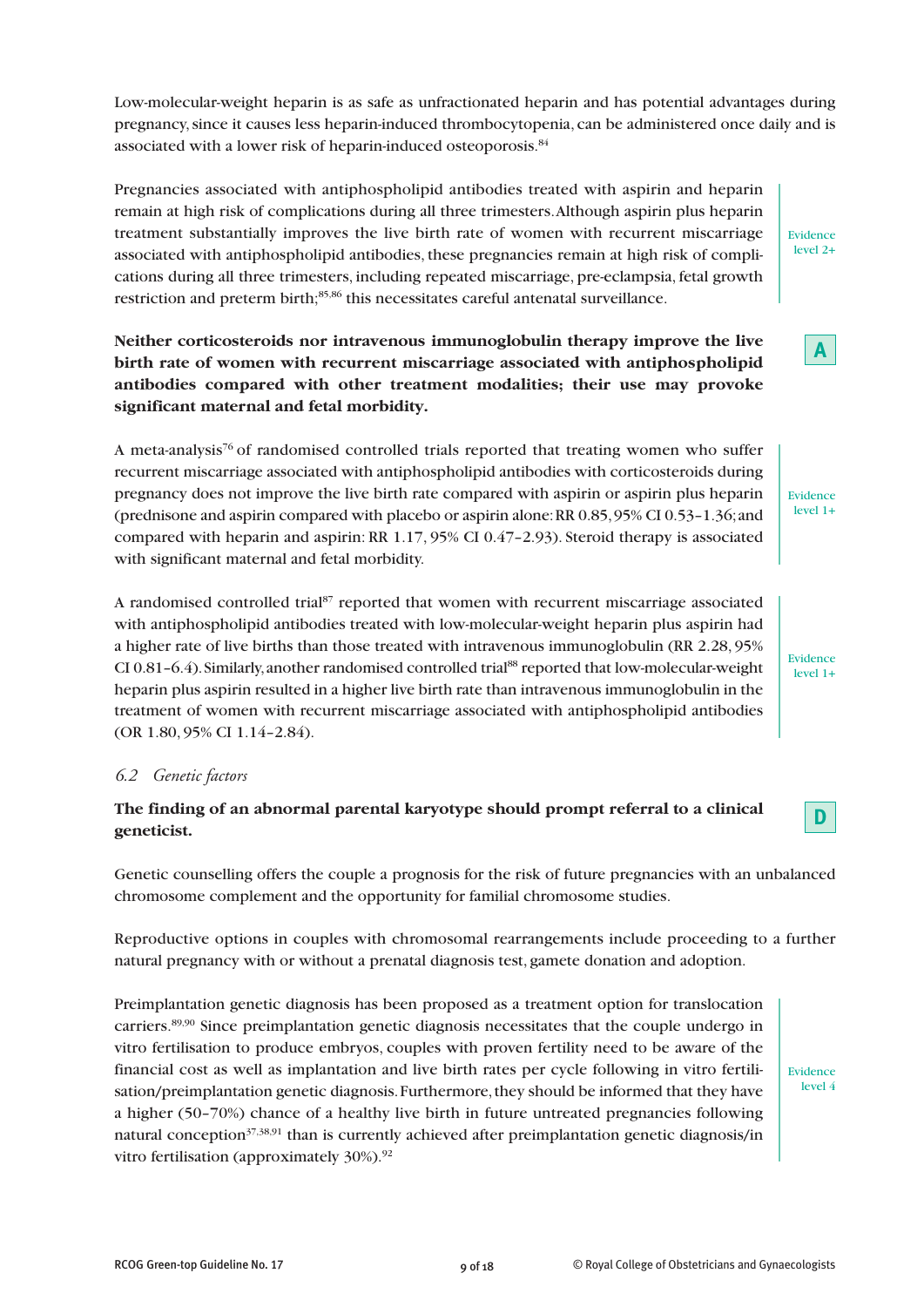Low-molecular-weight heparin is as safe as unfractionated heparin and has potential advantages during pregnancy, since it causes less heparin-induced thrombocytopenia, can be administered once daily and is associated with a lower risk of heparin-induced osteoporosis.[84]

Pregnancies associated with antiphospholipid antibodies treated with aspirin and heparin remain at high risk of complications during all three trimesters. Although aspirin plus heparin treatment substantially improves the live birth rate of women with recurrent miscarriage associated with antiphospholipid antibodies, these pregnancies remain at high risk of complications during all three trimesters, including repeated miscarriage, pre-eclampsia, fetal growth restriction and preterm birth;[85,86] this necessitates careful antenatal surveillance.

Evidence level 2+

**Neither corticosteroids nor intravenous immunoglobulin therapy improve the live birth rate of women with recurrent miscarriage associated with antiphospholipid antibodies compared with other treatment modalities; their use may provoke significant maternal and fetal morbidity.**

**A**

A meta-analysis[76] of randomised controlled trials reported that treating women who suffer recurrent miscarriage associated with antiphospholipid antibodies with corticosteroids during pregnancy does not improve the live birth rate compared with aspirin or aspirin plus heparin (prednisone and aspirin compared with placebo or aspirin alone: RR 0.85, 95% CI 0.53–1.36; and compared with heparin and aspirin: RR 1.17, 95% CI 0.47–2.93). Steroid therapy is associated with significant maternal and fetal morbidity.

Evidence level 1+

A randomised controlled trial[87] reported that women with recurrent miscarriage associated with antiphospholipid antibodies treated with low-molecular-weight heparin plus aspirin had a higher rate of live births than those treated with intravenous immunoglobulin (RR 2.28, 95% CI 0.81–6.4). Similarly, another randomised controlled trial[88] reported that low-molecular-weight heparin plus aspirin resulted in a higher live birth rate than intravenous immunoglobulin in the treatment of women with recurrent miscarriage associated with antiphospholipid antibodies (OR 1.80, 95% CI 1.14–2.84).

Evidence level 1+

### 6.2 *Genetic factors*

**The finding of an abnormal parental karyotype should prompt referral to a clinical geneticist.**

**D**

Genetic counselling offers the couple a prognosis for the risk of future pregnancies with an unbalanced chromosome complement and the opportunity for familial chromosome studies.

Reproductive options in couples with chromosomal rearrangements include proceeding to a further natural pregnancy with or without a prenatal diagnosis test, gamete donation and adoption.

Preimplantation genetic diagnosis has been proposed as a treatment option for translocation carriers.[89,90] Since preimplantation genetic diagnosis necessitates that the couple undergo in vitro fertilisation to produce embryos, couples with proven fertility need to be aware of the financial cost as well as implantation and live birth rates per cycle following in vitro fertilisation/preimplantation genetic diagnosis. Furthermore, they should be informed that they have a higher (50–70%) chance of a healthy live birth in future untreated pregnancies following natural conception[37,38,91] than is currently achieved after preimplantation genetic diagnosis/in vitro fertilisation (approximately 30%).[92]

Evidence level 4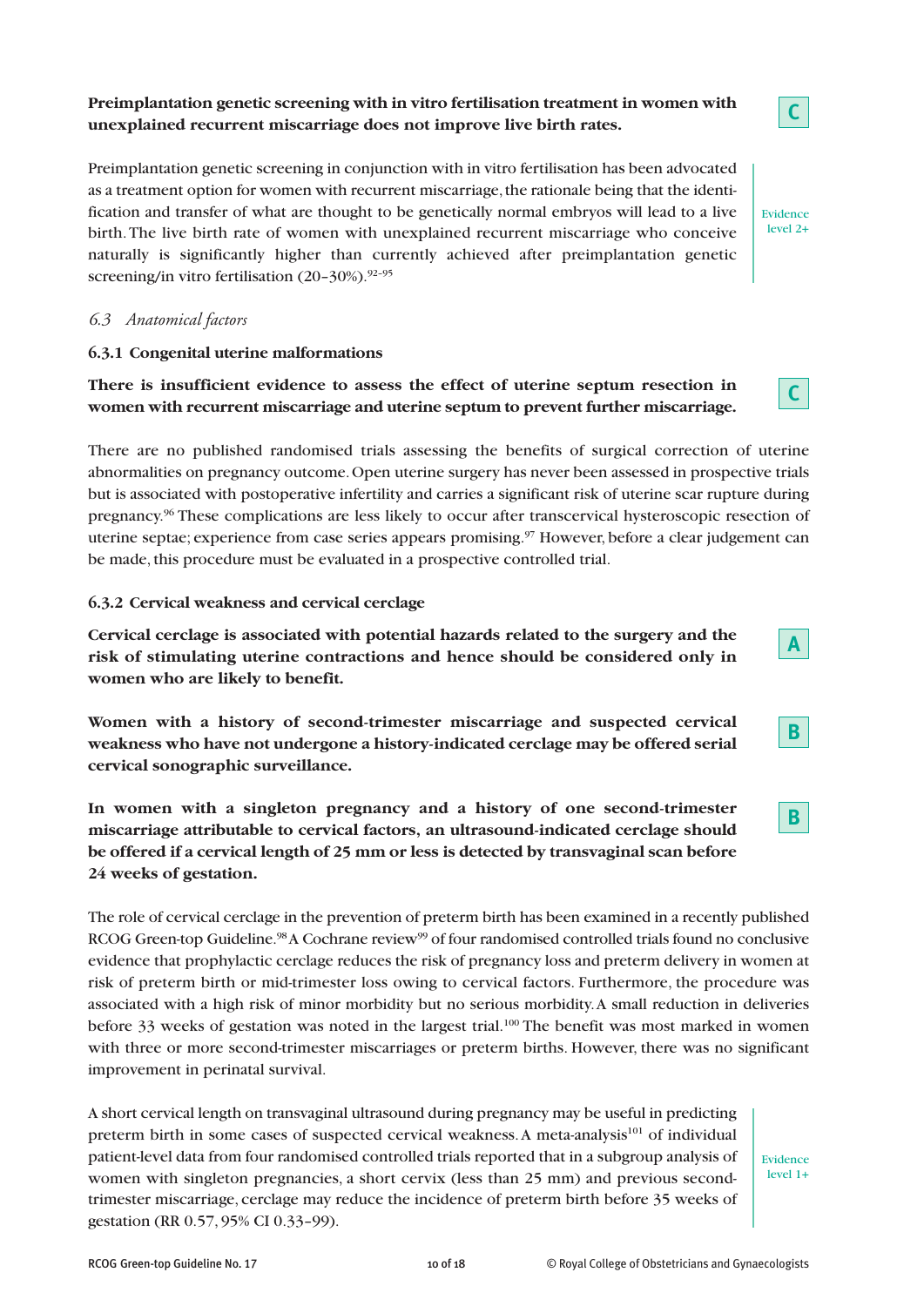**Preimplantation genetic screening with in vitro fertilisation treatment in women with unexplained recurrent miscarriage does not improve live birth rates.**

**C**

Preimplantation genetic screening in conjunction with in vitro fertilisation has been advocated as a treatment option for women with recurrent miscarriage, the rationale being that the identification and transfer of what are thought to be genetically normal embryos will lead to a live birth. The live birth rate of women with unexplained recurrent miscarriage who conceive naturally is significantly higher than currently achieved after preimplantation genetic screening/in vitro fertilisation (20–30%).[92–95]

Evidence level 2+

### *6.3 Anatomical factors*

#### 6.3.1 Congenital uterine malformations

**There is insufficient evidence to assess the effect of uterine septum resection in women with recurrent miscarriage and uterine septum to prevent further miscarriage.**

**C**

There are no published randomised trials assessing the benefits of surgical correction of uterine abnormalities on pregnancy outcome. Open uterine surgery has never been assessed in prospective trials but is associated with postoperative infertility and carries a significant risk of uterine scar rupture during pregnancy.[96] These complications are less likely to occur after transcervical hysteroscopic resection of uterine septae; experience from case series appears promising.[97] However, before a clear judgement can be made, this procedure must be evaluated in a prospective controlled trial.

#### 6.3.2 Cervical weakness and cervical cerclage

**Cervical cerclage is associated with potential hazards related to the surgery and the risk of stimulating uterine contractions and hence should be considered only in women who are likely to benefit.**

**A**

**Women with a history of second-trimester miscarriage and suspected cervical weakness who have not undergone a history-indicated cerclage may be offered serial cervical sonographic surveillance.**

**B**

**In women with a singleton pregnancy and a history of one second-trimester miscarriage attributable to cervical factors, an ultrasound-indicated cerclage should be offered if a cervical length of 25 mm or less is detected by transvaginal scan before 24 weeks of gestation.**

**B**

The role of cervical cerclage in the prevention of preterm birth has been examined in a recently published RCOG Green-top Guideline.[98] A Cochrane review[99] of four randomised controlled trials found no conclusive evidence that prophylactic cerclage reduces the risk of pregnancy loss and preterm delivery in women at risk of preterm birth or mid-trimester loss owing to cervical factors. Furthermore, the procedure was associated with a high risk of minor morbidity but no serious morbidity. A small reduction in deliveries before 33 weeks of gestation was noted in the largest trial.[100] The benefit was most marked in women with three or more second-trimester miscarriages or preterm births. However, there was no significant improvement in perinatal survival.

A short cervical length on transvaginal ultrasound during pregnancy may be useful in predicting preterm birth in some cases of suspected cervical weakness. A meta-analysis[101] of individual patient-level data from four randomised controlled trials reported that in a subgroup analysis of women with singleton pregnancies, a short cervix (less than 25 mm) and previous second-trimester miscarriage, cerclage may reduce the incidence of preterm birth before 35 weeks of gestation (RR 0.57, 95% CI 0.33–99).

Evidence level 1+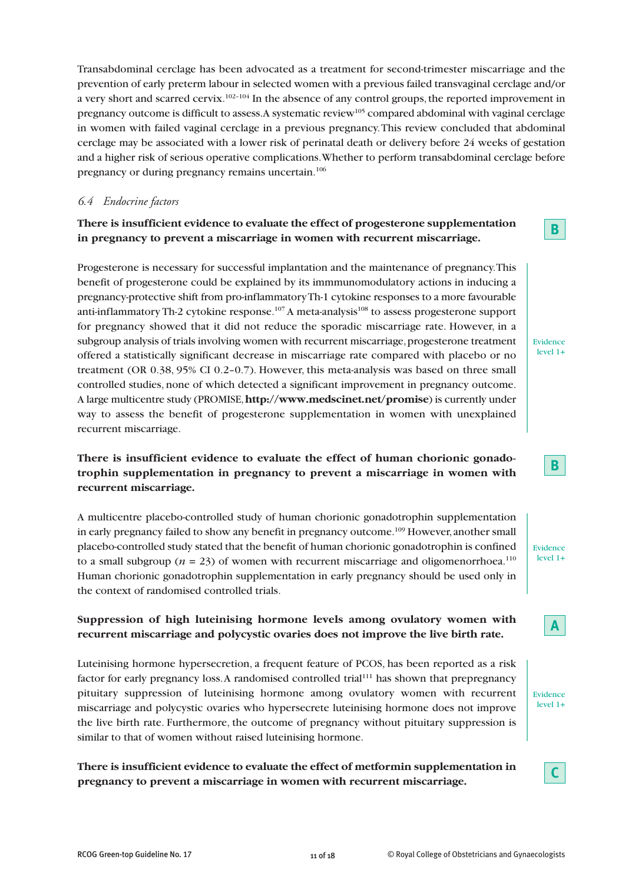Transabdominal cerclage has been advocated as a treatment for second-trimester miscarriage and the prevention of early preterm labour in selected women with a previous failed transvaginal cerclage and/or a very short and scarred cervix.[102–104] In the absence of any control groups, the reported improvement in pregnancy outcome is difficult to assess. A systematic review[105] compared abdominal with vaginal cerclage in women with failed vaginal cerclage in a previous pregnancy. This review concluded that abdominal cerclage may be associated with a lower risk of perinatal death or delivery before 24 weeks of gestation and a higher risk of serious operative complications. Whether to perform transabdominal cerclage before pregnancy or during pregnancy remains uncertain.[106]

### *6.4 Endocrine factors*

**There is insufficient evidence to evaluate the effect of progesterone supplementation in pregnancy to prevent a miscarriage in women with recurrent miscarriage.**

**B**

Progesterone is necessary for successful implantation and the maintenance of pregnancy. This benefit of progesterone could be explained by its immmunomodulatory actions in inducing a pregnancy-protective shift from pro-inflammatory Th-1 cytokine responses to a more favourable anti-inflammatory Th-2 cytokine response.[107] A meta-analysis[108] to assess progesterone support for pregnancy showed that it did not reduce the sporadic miscarriage rate. However, in a subgroup analysis of trials involving women with recurrent miscarriage, progesterone treatment offered a statistically significant decrease in miscarriage rate compared with placebo or no treatment (OR 0.38, 95% CI 0.2–0.7). However, this meta-analysis was based on three small controlled studies, none of which detected a significant improvement in pregnancy outcome. A large multicentre study (PROMISE, **http://www.medscinet.net/promise**) is currently under way to assess the benefit of progesterone supplementation in women with unexplained recurrent miscarriage.

Evidence level 1+

**There is insufficient evidence to evaluate the effect of human chorionic gonadotrophin supplementation in pregnancy to prevent a miscarriage in women with recurrent miscarriage.**

**B**

A multicentre placebo-controlled study of human chorionic gonadotrophin supplementation in early pregnancy failed to show any benefit in pregnancy outcome.[109] However, another small placebo-controlled study stated that the benefit of human chorionic gonadotrophin is confined to a small subgroup ($n$ = 23) of women with recurrent miscarriage and oligomenorrhoea.[110] Human chorionic gonadotrophin supplementation in early pregnancy should be used only in the context of randomised controlled trials.

Evidence level 1+

**Suppression of high luteinising hormone levels among ovulatory women with recurrent miscarriage and polycystic ovaries does not improve the live birth rate.**

**A**

Luteinising hormone hypersecretion, a frequent feature of PCOS, has been reported as a risk factor for early pregnancy loss. A randomised controlled trial[111] has shown that prepregnancy pituitary suppression of luteinising hormone among ovulatory women with recurrent miscarriage and polycystic ovaries who hypersecrete luteinising hormone does not improve the live birth rate. Furthermore, the outcome of pregnancy without pituitary suppression is similar to that of women without raised luteinising hormone.

Evidence level 1+

**There is insufficient evidence to evaluate the effect of metformin supplementation in pregnancy to prevent a miscarriage in women with recurrent miscarriage.**

**C**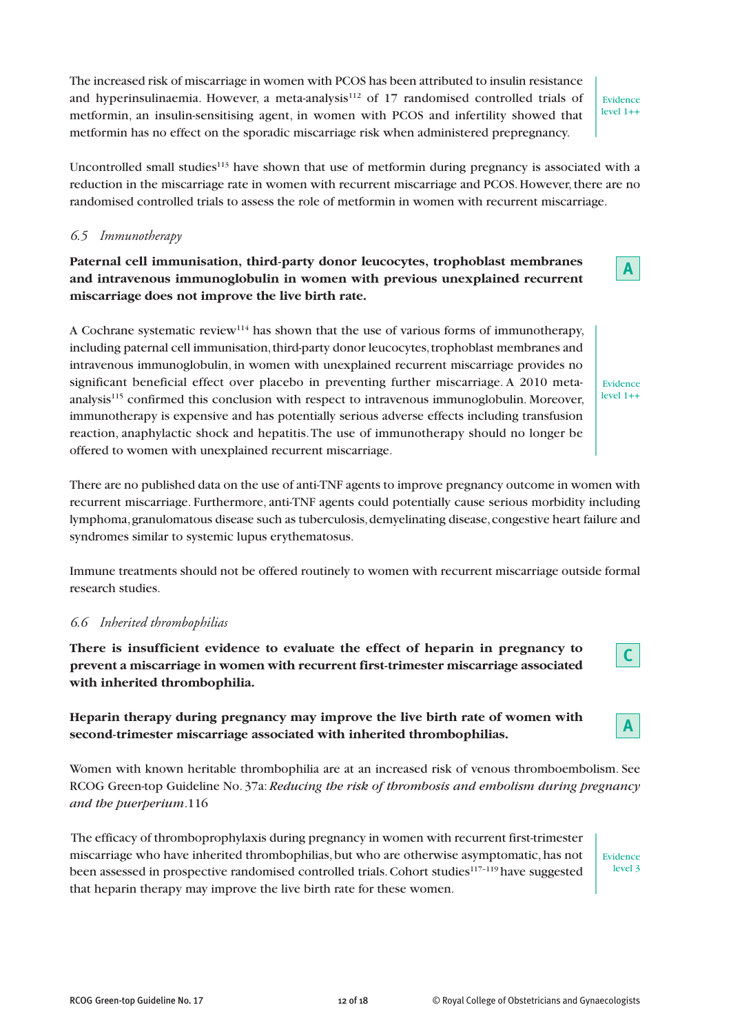The increased risk of miscarriage in women with PCOS has been attributed to insulin resistance and hyperinsulinaemia. However, a meta-analysis[112] of 17 randomised controlled trials of metformin, an insulin-sensitising agent, in women with PCOS and infertility showed that metformin has no effect on the sporadic miscarriage risk when administered prepregnancy.

Evidence level 1++

Uncontrolled small studies[113] have shown that use of metformin during pregnancy is associated with a reduction in the miscarriage rate in women with recurrent miscarriage and PCOS. However, there are no randomised controlled trials to assess the role of metformin in women with recurrent miscarriage.

### *6.5 Immunotherapy*

**Paternal cell immunisation, third-party donor leucocytes, trophoblast membranes and intravenous immunoglobulin in women with previous unexplained recurrent miscarriage does not improve the live birth rate.**

**A**

A Cochrane systematic review[114] has shown that the use of various forms of immunotherapy, including paternal cell immunisation, third-party donor leucocytes, trophoblast membranes and intravenous immunoglobulin, in women with unexplained recurrent miscarriage provides no significant beneficial effect over placebo in preventing further miscarriage. A 2010 meta-analysis[115] confirmed this conclusion with respect to intravenous immunoglobulin. Moreover, immunotherapy is expensive and has potentially serious adverse effects including transfusion reaction, anaphylactic shock and hepatitis. The use of immunotherapy should no longer be offered to women with unexplained recurrent miscarriage.

Evidence level 1++

There are no published data on the use of anti-TNF agents to improve pregnancy outcome in women with recurrent miscarriage. Furthermore, anti-TNF agents could potentially cause serious morbidity including lymphoma, granulomatous disease such as tuberculosis, demyelinating disease, congestive heart failure and syndromes similar to systemic lupus erythematosus.

Immune treatments should not be offered routinely to women with recurrent miscarriage outside formal research studies.

### *6.6 Inherited thrombophilias*

**There is insufficient evidence to evaluate the effect of heparin in pregnancy to prevent a miscarriage in women with recurrent first-trimester miscarriage associated with inherited thrombophilia.**

**C**

**Heparin therapy during pregnancy may improve the live birth rate of women with second-trimester miscarriage associated with inherited thrombophilias.**

**A**

Women with known heritable thrombophilia are at an increased risk of venous thromboembolism. See RCOG Green-top Guideline No. 37a: *Reducing the risk of thrombosis and embolism during pregnancy and the puerperium*.116

The efficacy of thromboprophylaxis during pregnancy in women with recurrent first-trimester miscarriage who have inherited thrombophilias, but who are otherwise asymptomatic, has not been assessed in prospective randomised controlled trials. Cohort studies[117–119] have suggested that heparin therapy may improve the live birth rate for these women.

Evidence level 3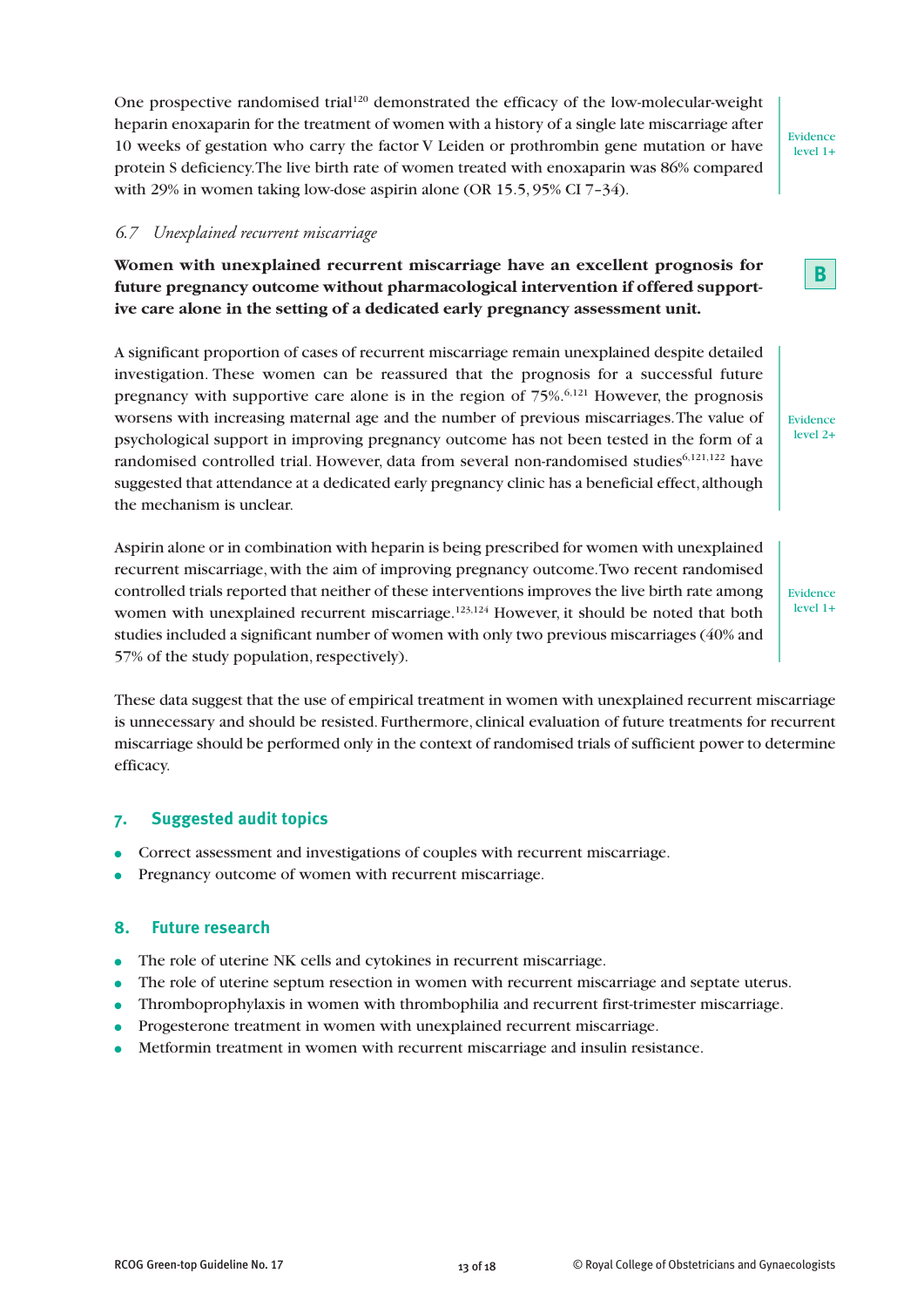One prospective randomised trial[120] demonstrated the efficacy of the low-molecular-weight heparin enoxaparin for the treatment of women with a history of a single late miscarriage after 10 weeks of gestation who carry the factor V Leiden or prothrombin gene mutation or have protein S deficiency. The live birth rate of women treated with enoxaparin was 86% compared with 29% in women taking low-dose aspirin alone (OR 15.5, 95% CI 7–34).

Evidence level 1+

### *6.7 Unexplained recurrent miscarriage*

**Women with unexplained recurrent miscarriage have an excellent prognosis for future pregnancy outcome without pharmacological intervention if offered supportive care alone in the setting of a dedicated early pregnancy assessment unit.**

**B**

A significant proportion of cases of recurrent miscarriage remain unexplained despite detailed investigation. These women can be reassured that the prognosis for a successful future pregnancy with supportive care alone is in the region of 75%.[6,121] However, the prognosis worsens with increasing maternal age and the number of previous miscarriages. The value of psychological support in improving pregnancy outcome has not been tested in the form of a randomised controlled trial. However, data from several non-randomised studies[6,121,122] have suggested that attendance at a dedicated early pregnancy clinic has a beneficial effect, although the mechanism is unclear.

Evidence level 2+

Aspirin alone or in combination with heparin is being prescribed for women with unexplained recurrent miscarriage, with the aim of improving pregnancy outcome. Two recent randomised controlled trials reported that neither of these interventions improves the live birth rate among women with unexplained recurrent miscarriage.[123,124] However, it should be noted that both studies included a significant number of women with only two previous miscarriages (40% and 57% of the study population, respectively).

Evidence level 1+

These data suggest that the use of empirical treatment in women with unexplained recurrent miscarriage is unnecessary and should be resisted. Furthermore, clinical evaluation of future treatments for recurrent miscarriage should be performed only in the context of randomised trials of sufficient power to determine efficacy.

## 7. Suggested audit topics

- Correct assessment and investigations of couples with recurrent miscarriage.
- Pregnancy outcome of women with recurrent miscarriage.

## 8. Future research

- The role of uterine NK cells and cytokines in recurrent miscarriage.
- The role of uterine septum resection in women with recurrent miscarriage and septate uterus.
- Thromboprophylaxis in women with thrombophilia and recurrent first-trimester miscarriage.
- Progesterone treatment in women with unexplained recurrent miscarriage.
- Metformin treatment in women with recurrent miscarriage and insulin resistance.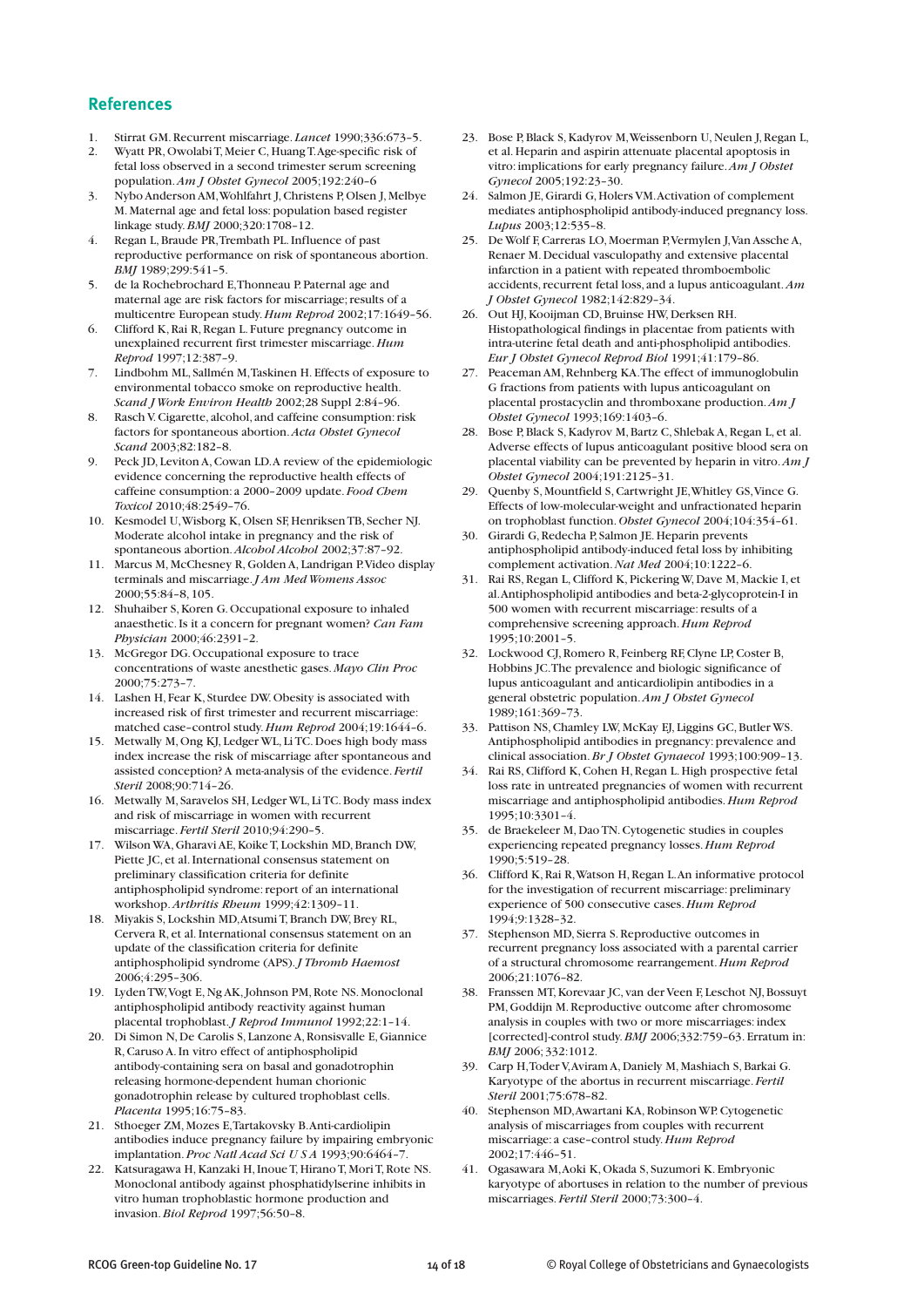## References

1. Stirrat GM. Recurrent miscarriage. *Lancet* 1990;336:673–5.
2. Wyatt PR, Owolabi T, Meier C, Huang T. Age-specific risk of fetal loss observed in a second trimester serum screening population. *Am J Obstet Gynecol* 2005;192:240–6
3. Nybo Anderson AM, Wohlfahrt J, Christens P, Olsen J, Melbye M. Maternal age and fetal loss: population based register linkage study. *BMJ* 2000;320:1708–12.
4. Regan L, Braude PR, Trembath PL. Influence of past reproductive performance on risk of spontaneous abortion. *BMJ* 1989;299:541–5.
5. de la Rochebrochard E, Thonneau P. Paternal age and maternal age are risk factors for miscarriage; results of a multicentre European study. *Hum Reprod* 2002;17:1649–56.
6. Clifford K, Rai R, Regan L. Future pregnancy outcome in unexplained recurrent first trimester miscarriage. *Hum Reprod* 1997;12:387–9.
7. Lindbohm ML, Sallmén M, Taskinen H. Effects of exposure to environmental tobacco smoke on reproductive health. *Scand J Work Environ Health* 2002;28 Suppl 2:84–96.
8. Rasch V. Cigarette, alcohol, and caffeine consumption: risk factors for spontaneous abortion. *Acta Obstet Gynecol Scand* 2003;82:182–8.
9. Peck JD, Leviton A, Cowan LD. A review of the epidemiologic evidence concerning the reproductive health effects of caffeine consumption: a 2000–2009 update. *Food Chem Toxicol* 2010;48:2549–76.
10. Kesmodel U, Wisborg K, Olsen SF, Henriksen TB, Secher NJ. Moderate alcohol intake in pregnancy and the risk of spontaneous abortion. *Alcohol Alcohol* 2002;37:87–92.
11. Marcus M, McChesney R, Golden A, Landrigan P. Video display terminals and miscarriage. *J Am Med Womens Assoc* 2000;55:84–8, 105.
12. Shuhaiber S, Koren G. Occupational exposure to inhaled anaesthetic. Is it a concern for pregnant women? *Can Fam Physician* 2000;46:2391–2.
13. McGregor DG. Occupational exposure to trace concentrations of waste anesthetic gases. *Mayo Clin Proc* 2000;75:273–7.
14. Lashen H, Fear K, Sturdee DW. Obesity is associated with increased risk of first trimester and recurrent miscarriage: matched case–control study. *Hum Reprod* 2004;19:1644–6.
15. Metwally M, Ong KJ, Ledger WL, Li TC. Does high body mass index increase the risk of miscarriage after spontaneous and assisted conception? A meta-analysis of the evidence. *Fertil Steril* 2008;90:714–26.
16. Metwally M, Saravelos SH, Ledger WL, Li TC. Body mass index and risk of miscarriage in women with recurrent miscarriage. *Fertil Steril* 2010;94:290–5.
17. Wilson WA, Gharavi AE, Koike T, Lockshin MD, Branch DW, Piette JC, et al. International consensus statement on preliminary classification criteria for definite antiphospholipid syndrome: report of an international workshop. *Arthritis Rheum* 1999;42:1309–11.
18. Miyakis S, Lockshin MD, Atsumi T, Branch DW, Brey RL, Cervera R, et al. International consensus statement on an update of the classification criteria for definite antiphospholipid syndrome (APS). *J Thromb Haemost* 2006;4:295–306.
19. Lyden TW, Vogt E, Ng AK, Johnson PM, Rote NS. Monoclonal antiphospholipid antibody reactivity against human placental trophoblast. *J Reprod Immunol* 1992;22:1–14.
20. Di Simon N, De Carolis S, Lanzone A, Ronsisvalle E, Giannice R, Caruso A. In vitro effect of antiphospholipid antibody-containing sera on basal and gonadotrophin releasing hormone-dependent human chorionic gonadotrophin release by cultured trophoblast cells. *Placenta* 1995;16:75–83.
21. Sthoeger ZM, Mozes E, Tartakovsky B. Anti-cardiolipin antibodies induce pregnancy failure by impairing embryonic implantation. *Proc Natl Acad Sci U S A* 1993;90:6464–7.
22. Katsuragawa H, Kanzaki H, Inoue T, Hirano T, Mori T, Rote NS. Monoclonal antibody against phosphatidylserine inhibits in vitro human trophoblastic hormone production and invasion. *Biol Reprod* 1997;56:50–8.
23. Bose P, Black S, Kadyrov M, Weissenborn U, Neulen J, Regan L, et al. Heparin and aspirin attenuate placental apoptosis in vitro: implications for early pregnancy failure. *Am J Obstet Gynecol* 2005;192:23–30.
24. Salmon JE, Girardi G, Holers VM. Activation of complement mediates antiphospholipid antibody-induced pregnancy loss. *Lupus* 2003;12:535–8.
25. De Wolf F, Carreras LO, Moerman P, Vermylen J, Van Assche A, Renaer M. Decidual vasculopathy and extensive placental infarction in a patient with repeated thromboembolic accidents, recurrent fetal loss, and a lupus anticoagulant. *Am J Obstet Gynecol* 1982;142:829–34.
26. Out HJ, Kooijman CD, Bruinse HW, Derksen RH. Histopathological findings in placentae from patients with intra-uterine fetal death and anti-phospholipid antibodies. *Eur J Obstet Gynecol Reprod Biol* 1991;41:179–86.
27. Peaceman AM, Rehnberg KA. The effect of immunoglobulin G fractions from patients with lupus anticoagulant on placental prostacyclin and thromboxane production. *Am J Obstet Gynecol* 1993;169:1403–6.
28. Bose P, Black S, Kadyrov M, Bartz C, Shlebak A, Regan L, et al. Adverse effects of lupus anticoagulant positive blood sera on placental viability can be prevented by heparin in vitro. *Am J Obstet Gynecol* 2004;191:2125–31.
29. Quenby S, Mountfield S, Cartwright JE, Whitley GS, Vince G. Effects of low-molecular-weight and unfractionated heparin on trophoblast function. *Obstet Gynecol* 2004;104:354–61.
30. Girardi G, Redecha P, Salmon JE. Heparin prevents antiphospholipid antibody-induced fetal loss by inhibiting complement activation. *Nat Med* 2004;10:1222–6.
31. Rai RS, Regan L, Clifford K, Pickering W, Dave M, Mackie I, et al. Antiphospholipid antibodies and beta-2-glycoprotein-I in 500 women with recurrent miscarriage: results of a comprehensive screening approach. *Hum Reprod* 1995;10:2001–5.
32. Lockwood CJ, Romero R, Feinberg RF, Clyne LP, Coster B, Hobbins JC. The prevalence and biologic significance of lupus anticoagulant and anticardiolipin antibodies in a general obstetric population. *Am J Obstet Gynecol* 1989;161:369–73.
33. Pattison NS, Chamley LW, McKay EJ, Liggins GC, Butler WS. Antiphospholipid antibodies in pregnancy: prevalence and clinical association. *Br J Obstet Gynaecol* 1993;100:909–13.
34. Rai RS, Clifford K, Cohen H, Regan L. High prospective fetal loss rate in untreated pregnancies of women with recurrent miscarriage and antiphospholipid antibodies. *Hum Reprod* 1995;10:3301–4.
35. de Braekeleer M, Dao TN. Cytogenetic studies in couples experiencing repeated pregnancy losses. *Hum Reprod* 1990;5:519–28.
36. Clifford K, Rai R, Watson H, Regan L. An informative protocol for the investigation of recurrent miscarriage: preliminary experience of 500 consecutive cases. *Hum Reprod* 1994;9:1328–32.
37. Stephenson MD, Sierra S. Reproductive outcomes in recurrent pregnancy loss associated with a parental carrier of a structural chromosome rearrangement. *Hum Reprod* 2006;21:1076–82.
38. Franssen MT, Korevaar JC, van der Veen F, Leschot NJ, Bossuyt PM, Goddijn M. Reproductive outcome after chromosome analysis in couples with two or more miscarriages: index [corrected]-control study. *BMJ* 2006;332:759–63. Erratum in: *BMJ* 2006; 332:1012.
39. Carp H, Toder V, Aviram A, Daniely M, Mashiach S, Barkai G. Karyotype of the abortus in recurrent miscarriage. *Fertil Steril* 2001;75:678–82.
40. Stephenson MD, Awartani KA, Robinson WP. Cytogenetic analysis of miscarriages from couples with recurrent miscarriage: a case–control study. *Hum Reprod* 2002;17:446–51.
41. Ogasawara M, Aoki K, Okada S, Suzumori K. Embryonic karyotype of abortuses in relation to the number of previous miscarriages. *Fertil Steril* 2000;73:300–4.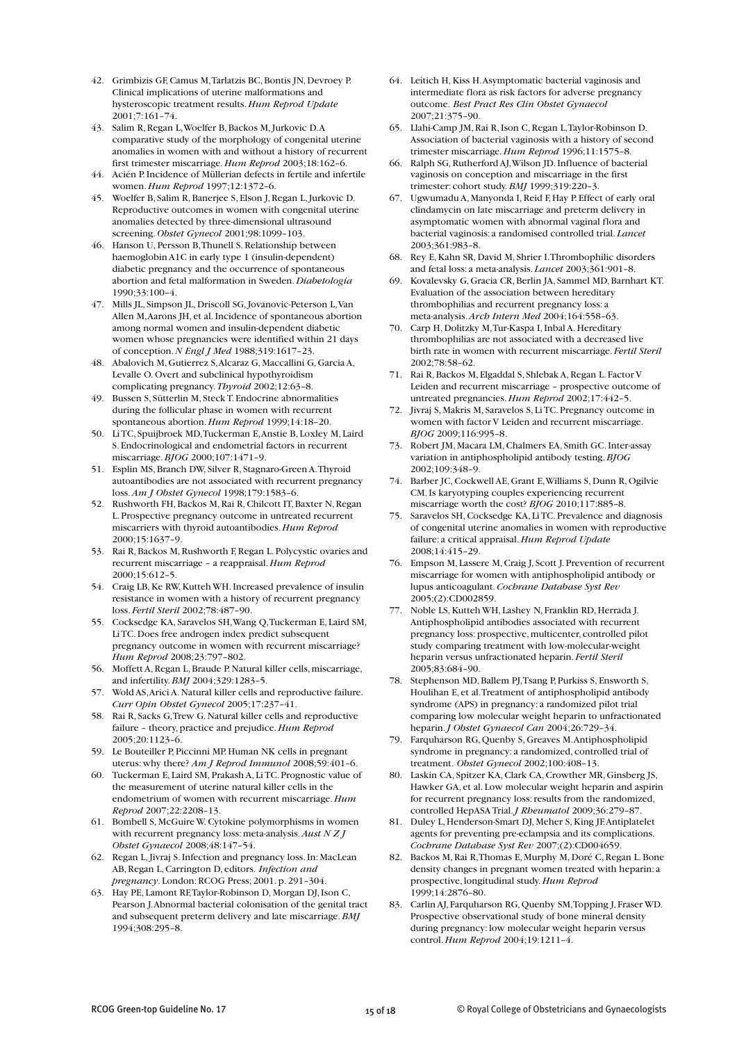42. Grimbizis GF, Camus M, Tarlatzis BC, Bontis JN, Devroey P. Clinical implications of uterine malformations and hysteroscopic treatment results. *Hum Reprod Update* 2001;7:161–74.
43. Salim R, Regan L, Woelfer B, Backos M, Jurkovic D. A comparative study of the morphology of congenital uterine anomalies in women with and without a history of recurrent first trimester miscarriage. *Hum Reprod* 2003;18:162–6.
44. Acién P. Incidence of Müllerian defects in fertile and infertile women. *Hum Reprod* 1997;12:1372–6.
45. Woelfer B, Salim R, Banerjee S, Elson J, Regan L, Jurkovic D. Reproductive outcomes in women with congenital uterine anomalies detected by three-dimensional ultrasound screening. *Obstet Gynecol* 2001;98:1099–103.
46. Hanson U, Persson B, Thunell S. Relationship between haemoglobin A1C in early type 1 (insulin-dependent) diabetic pregnancy and the occurrence of spontaneous abortion and fetal malformation in Sweden. *Diabetologia* 1990;33:100–4.
47. Mills JL, Simpson JL, Driscoll SG, Jovanovic-Peterson L, Van Allen M, Aarons JH, et al. Incidence of spontaneous abortion among normal women and insulin-dependent diabetic women whose pregnancies were identified within 21 days of conception. *N Engl J Med* 1988;319:1617–23.
48. Abalovich M, Gutierrez S, Alcaraz G, Maccallini G, Garcia A, Levalle O. Overt and subclinical hypothyroidism complicating pregnancy. *Thyroid* 2002;12:63–8.
49. Bussen S, Sütterlin M, Steck T. Endocrine abnormalities during the follicular phase in women with recurrent spontaneous abortion. *Hum Reprod* 1999;14:18–20.
50. Li TC, Spuijbroek MD, Tuckerman E, Anstie B, Loxley M, Laird S. Endocrinological and endometrial factors in recurrent miscarriage. *BJOG* 2000;107:1471–9.
51. Esplin MS, Branch DW, Silver R, Stagnaro-Green A. Thyroid autoantibodies are not associated with recurrent pregnancy loss. *Am J Obstet Gynecol* 1998;179:1583–6.
52. Rushworth FH, Backos M, Rai R, Chilcott IT, Baxter N, Regan L. Prospective pregnancy outcome in untreated recurrent miscarriers with thyroid autoantibodies. *Hum Reprod* 2000;15:1637–9.
53. Rai R, Backos M, Rushworth F, Regan L. Polycystic ovaries and recurrent miscarriage – a reappraisal. *Hum Reprod* 2000;15:612–5.
54. Craig LB, Ke RW, Kutteh WH. Increased prevalence of insulin resistance in women with a history of recurrent pregnancy loss. *Fertil Steril* 2002;78:487–90.
55. Cocksedge KA, Saravelos SH, Wang Q, Tuckerman E, Laird SM, Li TC. Does free androgen index predict subsequent pregnancy outcome in women with recurrent miscarriage? *Hum Reprod* 2008;23:797–802.
56. Moffett A, Regan L, Braude P. Natural killer cells, miscarriage, and infertility. *BMJ* 2004;329:1283–5.
57. Wold AS, Arici A. Natural killer cells and reproductive failure. *Curr Opin Obstet Gynecol* 2005;17:237–41.
58. Rai R, Sacks G, Trew G. Natural killer cells and reproductive failure – theory, practice and prejudice. *Hum Reprod* 2005;20:1123–6.
59. Le Bouteiller P, Piccinni MP. Human NK cells in pregnant uterus: why there? *Am J Reprod Immunol* 2008;59:401–6.
60. Tuckerman E, Laird SM, Prakash A, Li TC. Prognostic value of the measurement of uterine natural killer cells in the endometrium of women with recurrent miscarriage. *Hum Reprod* 2007;22:2208–13.
61. Bombell S, McGuire W. Cytokine polymorphisms in women with recurrent pregnancy loss: meta-analysis. *Aust N Z J Obstet Gynaecol* 2008;48:147–54.
62. Regan L, Jivraj S. Infection and pregnancy loss. In: MacLean AB, Regan L, Carrington D, editors. *Infection and pregnancy*. London: RCOG Press; 2001. p. 291–304.
63. Hay PE, Lamont RF, Taylor-Robinson D, Morgan DJ, Ison C, Pearson J. Abnormal bacterial colonisation of the genital tract and subsequent preterm delivery and late miscarriage. *BMJ* 1994;308:295–8.
64. Leitich H, Kiss H. Asymptomatic bacterial vaginosis and intermediate flora as risk factors for adverse pregnancy outcome. *Best Pract Res Clin Obstet Gynaecol* 2007;21:375–90.
65. Llahi-Camp JM, Rai R, Ison C, Regan L, Taylor-Robinson D. Association of bacterial vaginosis with a history of second trimester miscarriage. *Hum Reprod* 1996;11:1575–8.
66. Ralph SG, Rutherford AJ, Wilson JD. Influence of bacterial vaginosis on conception and miscarriage in the first trimester: cohort study. *BMJ* 1999;319:220–3.
67. Ugwumadu A, Manyonda I, Reid F, Hay P. Effect of early oral clindamycin on late miscarriage and preterm delivery in asymptomatic women with abnormal vaginal flora and bacterial vaginosis: a randomised controlled trial. *Lancet* 2003;361:983–8.
68. Rey E, Kahn SR, David M, Shrier I. Thrombophilic disorders and fetal loss: a meta-analysis. *Lancet* 2003;361:901–8.
69. Kovalevsky G, Gracia CR, Berlin JA, Sammel MD, Barnhart KT. Evaluation of the association between hereditary thrombophilias and recurrent pregnancy loss: a meta-analysis. *Arch Intern Med* 2004;164:558–63.
70. Carp H, Dolitzky M, Tur-Kaspa I, Inbal A. Hereditary thrombophilias are not associated with a decreased live birth rate in women with recurrent miscarriage. *Fertil Steril* 2002;78:58–62.
71. Rai R, Backos M, Elgaddal S, Shlebak A, Regan L. Factor V Leiden and recurrent miscarriage – prospective outcome of untreated pregnancies. *Hum Reprod* 2002;17:442–5.
72. Jivraj S, Makris M, Saravelos S, Li TC. Pregnancy outcome in women with factor V Leiden and recurrent miscarriage. *BJOG* 2009;116:995–8.
73. Robert JM, Macara LM, Chalmers EA, Smith GC. Inter-assay variation in antiphospholipid antibody testing. *BJOG* 2002;109:348–9.
74. Barber JC, Cockwell AE, Grant E, Williams S, Dunn R, Ogilvie CM. Is karyotyping couples experiencing recurrent miscarriage worth the cost? *BJOG* 2010;117:885–8.
75. Saravelos SH, Cocksedge KA, Li TC. Prevalence and diagnosis of congenital uterine anomalies in women with reproductive failure: a critical appraisal. *Hum Reprod Update* 2008;14:415–29.
76. Empson M, Lassere M, Craig J, Scott J. Prevention of recurrent miscarriage for women with antiphospholipid antibody or lupus anticoagulant. *Cochrane Database Syst Rev* 2005;(2):CD002859.
77. Noble LS, Kutteh WH, Lashey N, Franklin RD, Herrada J. Antiphospholipid antibodies associated with recurrent pregnancy loss: prospective, multicenter, controlled pilot study comparing treatment with low-molecular-weight heparin versus unfractionated heparin. *Fertil Steril* 2005;83:684–90.
78. Stephenson MD, Ballem PJ, Tsang P, Purkiss S, Ensworth S, Houlihan E, et al. Treatment of antiphospholipid antibody syndrome (APS) in pregnancy: a randomized pilot trial comparing low molecular weight heparin to unfractionated heparin. *J Obstet Gynaecol Can* 2004;26:729–34.
79. Farquharson RG, Quenby S, Greaves M. Antiphospholipid syndrome in pregnancy: a randomized, controlled trial of treatment. *Obstet Gynecol* 2002;100:408–13.
80. Laskin CA, Spitzer KA, Clark CA, Crowther MR, Ginsberg JS, Hawker GA, et al. Low molecular weight heparin and aspirin for recurrent pregnancy loss: results from the randomized, controlled HepASA Trial. *J Rheumatol* 2009;36:279–87.
81. Duley L, Henderson-Smart DJ, Meher S, King JF. Antiplatelet agents for preventing pre-eclampsia and its complications. *Cochrane Database Syst Rev* 2007;(2):CD004659.
82. Backos M, Rai R, Thomas E, Murphy M, Doré C, Regan L. Bone density changes in pregnant women treated with heparin: a prospective, longitudinal study. *Hum Reprod* 1999;14:2876–80.
83. Carlin AJ, Farquharson RG, Quenby SM, Topping J, Fraser WD. Prospective observational study of bone mineral density during pregnancy: low molecular weight heparin versus control. *Hum Reprod* 2004;19:1211–4.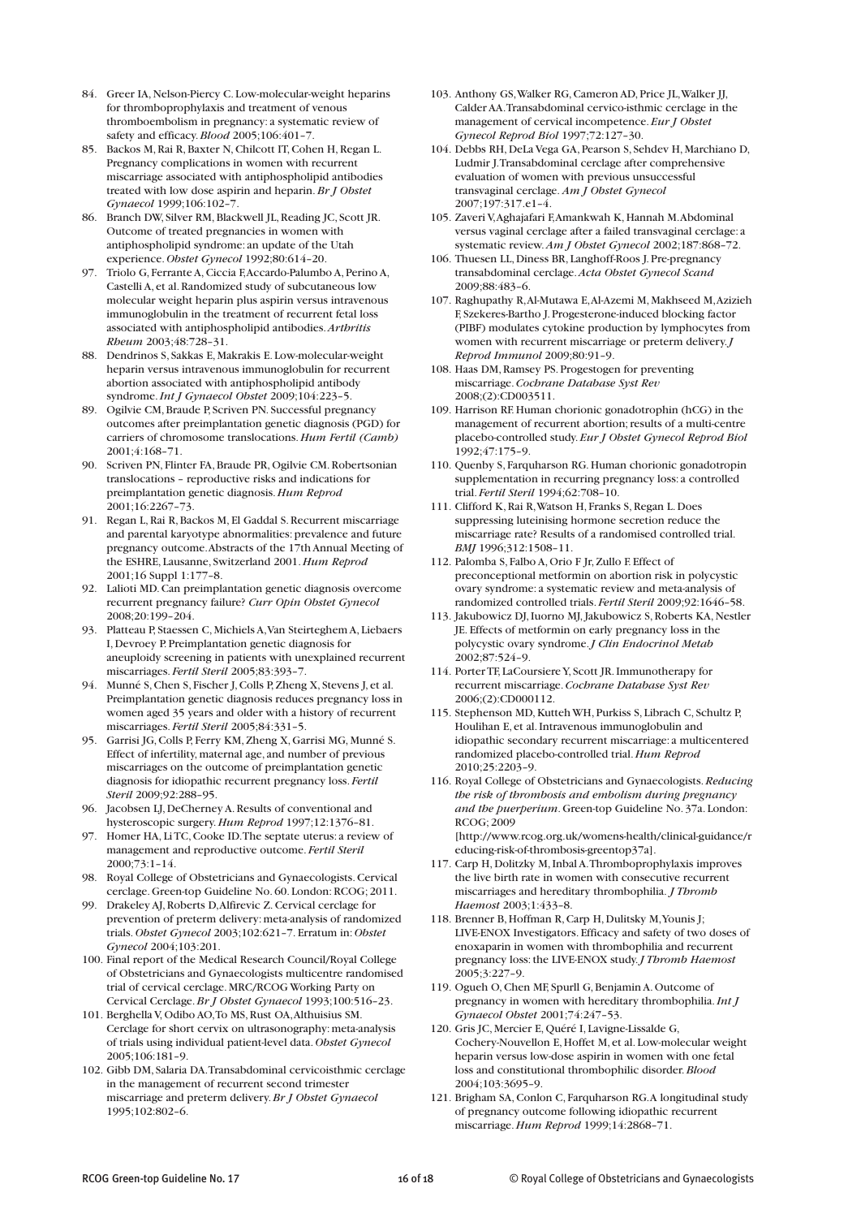84. Greer IA, Nelson-Piercy C. Low-molecular-weight heparins for thromboprophylaxis and treatment of venous thromboembolism in pregnancy: a systematic review of safety and efficacy. *Blood* 2005;106:401–7.
85. Backos M, Rai R, Baxter N, Chilcott IT, Cohen H, Regan L. Pregnancy complications in women with recurrent miscarriage associated with antiphospholipid antibodies treated with low dose aspirin and heparin. *Br J Obstet Gynaecol* 1999;106:102–7.
86. Branch DW, Silver RM, Blackwell JL, Reading JC, Scott JR. Outcome of treated pregnancies in women with antiphospholipid syndrome: an update of the Utah experience. *Obstet Gynecol* 1992;80:614–20.
97. Triolo G, Ferrante A, Ciccia F, Accardo-Palumbo A, Perino A, Castelli A, et al. Randomized study of subcutaneous low molecular weight heparin plus aspirin versus intravenous immunoglobulin in the treatment of recurrent fetal loss associated with antiphospholipid antibodies. *Arthritis Rheum* 2003;48:728–31.
88. Dendrinos S, Sakkas E, Makrakis E. Low-molecular-weight heparin versus intravenous immunoglobulin for recurrent abortion associated with antiphospholipid antibody syndrome. *Int J Gynaecol Obstet* 2009;104:223–5.
89. Ogilvie CM, Braude P, Scriven PN. Successful pregnancy outcomes after preimplantation genetic diagnosis (PGD) for carriers of chromosome translocations. *Hum Fertil (Camb)* 2001;4:168–71.
90. Scriven PN, Flinter FA, Braude PR, Ogilvie CM. Robertsonian translocations – reproductive risks and indications for preimplantation genetic diagnosis. *Hum Reprod* 2001;16:2267–73.
91. Regan L, Rai R, Backos M, El Gaddal S. Recurrent miscarriage and parental karyotype abnormalities: prevalence and future pregnancy outcome. Abstracts of the 17th Annual Meeting of the ESHRE, Lausanne, Switzerland 2001. *Hum Reprod* 2001;16 Suppl 1:177–8.
92. Lalioti MD. Can preimplantation genetic diagnosis overcome recurrent pregnancy failure? *Curr Opin Obstet Gynecol* 2008;20:199–204.
93. Platteau P, Staessen C, Michiels A, Van Steirteghem A, Liebaers I, Devroey P. Preimplantation genetic diagnosis for aneuploidy screening in patients with unexplained recurrent miscarriages. *Fertil Steril* 2005;83:393–7.
94. Munné S, Chen S, Fischer J, Colls P, Zheng X, Stevens J, et al. Preimplantation genetic diagnosis reduces pregnancy loss in women aged 35 years and older with a history of recurrent miscarriages. *Fertil Steril* 2005;84:331–5.
95. Garrisi JG, Colls P, Ferry KM, Zheng X, Garrisi MG, Munné S. Effect of infertility, maternal age, and number of previous miscarriages on the outcome of preimplantation genetic diagnosis for idiopathic recurrent pregnancy loss. *Fertil Steril* 2009;92:288–95.
96. Jacobsen LJ, DeCherney A. Results of conventional and hysteroscopic surgery. *Hum Reprod* 1997;12:1376–81.
97. Homer HA, Li TC, Cooke ID. The septate uterus: a review of management and reproductive outcome. *Fertil Steril* 2000;73:1–14.
98. Royal College of Obstetricians and Gynaecologists. Cervical cerclage. Green-top Guideline No. 60. London: RCOG; 2011.
99. Drakeley AJ, Roberts D, Alfirevic Z. Cervical cerclage for prevention of preterm delivery: meta-analysis of randomized trials. *Obstet Gynecol* 2003;102:621–7. Erratum in: *Obstet Gynecol* 2004;103:201.
100. Final report of the Medical Research Council/Royal College of Obstetricians and Gynaecologists multicentre randomised trial of cervical cerclage. MRC/RCOG Working Party on Cervical Cerclage. *Br J Obstet Gynaecol* 1993;100:516–23.
101. Berghella V, Odibo AO, To MS, Rust OA, Althuisius SM. Cerclage for short cervix on ultrasonography: meta-analysis of trials using individual patient-level data. *Obstet Gynecol* 2005;106:181–9.
102. Gibb DM, Salaria DA. Transabdominal cervicoisthmic cerclage in the management of recurrent second trimester miscarriage and preterm delivery. *Br J Obstet Gynaecol* 1995;102:802–6.
103. Anthony GS, Walker RG, Cameron AD, Price JL, Walker JJ, Calder AA. Transabdominal cervico-isthmic cerclage in the management of cervical incompetence. *Eur J Obstet Gynecol Reprod Biol* 1997;72:127–30.
104. Debbs RH, DeLa Vega GA, Pearson S, Sehdev H, Marchiano D, Ludmir J. Transabdominal cerclage after comprehensive evaluation of women with previous unsuccessful transvaginal cerclage. *Am J Obstet Gynecol* 2007;197:317.e1–4.
105. Zaveri V, Aghajafari F, Amankwah K, Hannah M. Abdominal versus vaginal cerclage after a failed transvaginal cerclage: a systematic review. *Am J Obstet Gynecol* 2002;187:868–72.
106. Thuesen LL, Diness BR, Langhoff-Roos J. Pre-pregnancy transabdominal cerclage. *Acta Obstet Gynecol Scand* 2009;88:483–6.
107. Raghupathy R, Al-Mutawa E, Al-Azemi M, Makhseed M, Azizieh F, Szekeres-Bartho J. Progesterone-induced blocking factor (PIBF) modulates cytokine production by lymphocytes from women with recurrent miscarriage or preterm delivery. *J Reprod Immunol* 2009;80:91–9.
108. Haas DM, Ramsey PS. Progestogen for preventing miscarriage. *Cochrane Database Syst Rev* 2008;(2):CD003511.
109. Harrison RF. Human chorionic gonadotrophin (hCG) in the management of recurrent abortion; results of a multi-centre placebo-controlled study. *Eur J Obstet Gynecol Reprod Biol* 1992;47:175–9.
110. Quenby S, Farquharson RG. Human chorionic gonadotropin supplementation in recurring pregnancy loss: a controlled trial. *Fertil Steril* 1994;62:708–10.
111. Clifford K, Rai R, Watson H, Franks S, Regan L. Does suppressing luteinising hormone secretion reduce the miscarriage rate? Results of a randomised controlled trial. *BMJ* 1996;312:1508–11.
112. Palomba S, Falbo A, Orio F Jr, Zullo F. Effect of preconceptional metformin on abortion risk in polycystic ovary syndrome: a systematic review and meta-analysis of randomized controlled trials. *Fertil Steril* 2009;92:1646–58.
113. Jakubowicz DJ, Iuorno MJ, Jakubowicz S, Roberts KA, Nestler JE. Effects of metformin on early pregnancy loss in the polycystic ovary syndrome. *J Clin Endocrinol Metab* 2002;87:524–9.
114. Porter TF, LaCoursiere Y, Scott JR. Immunotherapy for recurrent miscarriage. *Cochrane Database Syst Rev* 2006;(2):CD000112.
115. Stephenson MD, Kutteh WH, Purkiss S, Librach C, Schultz P, Houlihan E, et al. Intravenous immunoglobulin and idiopathic secondary recurrent miscarriage: a multicentered randomized placebo-controlled trial. *Hum Reprod* 2010;25:2203–9.
116. Royal College of Obstetricians and Gynaecologists. *Reducing the risk of thrombosis and embolism during pregnancy and the puerperium*. Green-top Guideline No. 37a. London: RCOG; 2009 [http://www.rcog.org.uk/womens-health/clinical-guidance/reducing-risk-of-thrombosis-greentop37a].
117. Carp H, Dolitzky M, Inbal A. Thromboprophylaxis improves the live birth rate in women with consecutive recurrent miscarriages and hereditary thrombophilia. *J Thromb Haemost* 2003;1:433–8.
118. Brenner B, Hoffman R, Carp H, Dulitsky M, Younis J; LIVE-ENOX Investigators. Efficacy and safety of two doses of enoxaparin in women with thrombophilia and recurrent pregnancy loss: the LIVE-ENOX study. *J Thromb Haemost* 2005;3:227–9.
119. Ogueh O, Chen MF, Spurll G, Benjamin A. Outcome of pregnancy in women with hereditary thrombophilia. *Int J Gynaecol Obstet* 2001;74:247–53.
120. Gris JC, Mercier E, Quéré I, Lavigne-Lissalde G, Cochery-Nouvellon E, Hoffet M, et al. Low-molecular weight heparin versus low-dose aspirin in women with one fetal loss and constitutional thrombophilic disorder. *Blood* 2004;103:3695–9.
121. Brigham SA, Conlon C, Farquharson RG. A longitudinal study of pregnancy outcome following idiopathic recurrent miscarriage. *Hum Reprod* 1999;14:2868–71.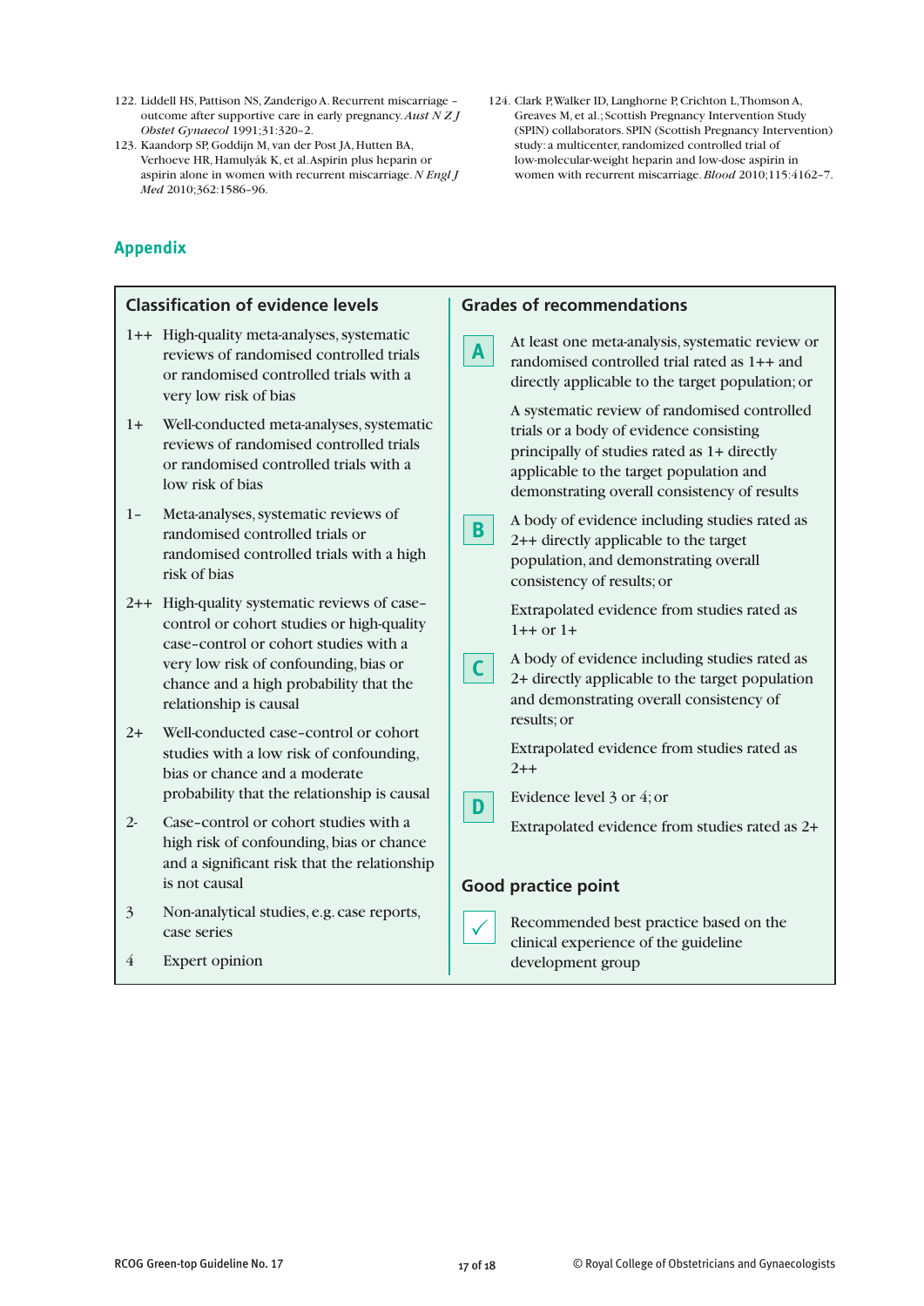122. Liddell HS, Pattison NS, Zanderigo A. Recurrent miscarriage – outcome after supportive care in early pregnancy. *Aust N Z J Obstet Gynaecol* 1991;31:320–2.

123. Kaandorp SP, Goddijn M, van der Post JA, Hutten BA, Verhoeve HR, Hamulyák K, et al. Aspirin plus heparin or aspirin alone in women with recurrent miscarriage. *N Engl J Med* 2010;362:1586–96.

124. Clark P, Walker ID, Langhorne P, Crichton L, Thomson A, Greaves M, et al.; Scottish Pregnancy Intervention Study (SPIN) collaborators. SPIN (Scottish Pregnancy Intervention) study: a multicenter, randomized controlled trial of low-molecular-weight heparin and low-dose aspirin in women with recurrent miscarriage. *Blood* 2010;115:4162–7.

## Appendix

### Classification of evidence levels

- **1++** High-quality meta-analyses, systematic reviews of randomised controlled trials or randomised controlled trials with a very low risk of bias
- **1+** Well-conducted meta-analyses, systematic reviews of randomised controlled trials or randomised controlled trials with a low risk of bias
- **1–** Meta-analyses, systematic reviews of randomised controlled trials or randomised controlled trials with a high risk of bias
- **2++** High-quality systematic reviews of case–control or cohort studies or high-quality case–control or cohort studies with a very low risk of confounding, bias or chance and a high probability that the relationship is causal
- **2+** Well-conducted case–control or cohort studies with a low risk of confounding, bias or chance and a moderate probability that the relationship is causal
- **2-** Case–control or cohort studies with a high risk of confounding, bias or chance and a significant risk that the relationship is not causal
- **3** Non-analytical studies, e.g. case reports, case series
- **4** Expert opinion

### Grades of recommendations

**A** At least one meta-analysis, systematic review or randomised controlled trial rated as 1++ and directly applicable to the target population; or

A systematic review of randomised controlled trials or a body of evidence consisting principally of studies rated as 1+ directly applicable to the target population and demonstrating overall consistency of results

**B** A body of evidence including studies rated as 2++ directly applicable to the target population, and demonstrating overall consistency of results; or

Extrapolated evidence from studies rated as 1++ or 1+

**C** A body of evidence including studies rated as 2+ directly applicable to the target population and demonstrating overall consistency of results; or

Extrapolated evidence from studies rated as 2++

**D** Evidence level 3 or 4; or

Extrapolated evidence from studies rated as 2+

### Good practice point

✓ Recommended best practice based on the clinical experience of the guideline development group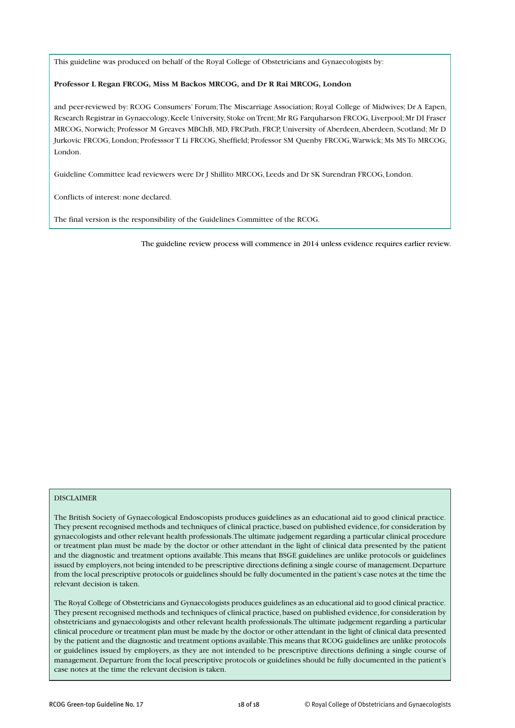This guideline was produced on behalf of the Royal College of Obstetricians and Gynaecologists by:

**Professor L Regan FRCOG, Miss M Backos MRCOG, and Dr R Rai MRCOG, London**

and peer-reviewed by: RCOG Consumers' Forum; The Miscarriage Association; Royal College of Midwives; Dr A Eapen, Research Registrar in Gynaecology, Keele University, Stoke on Trent; Mr RG Farquharson FRCOG, Liverpool; Mr DI Fraser MRCOG, Norwich; Professor M Greaves MBChB, MD, FRCPath, FRCP, University of Aberdeen, Aberdeen, Scotland; Mr D Jurkovic FRCOG, London; Professsor T Li FRCOG, Sheffield; Professor SM Quenby FRCOG, Warwick; Ms MS To MRCOG, London.

Guideline Committee lead reviewers were Dr J Shillito MRCOG, Leeds and Dr SK Surendran FRCOG, London.

Conflicts of interest: none declared.

The final version is the responsibility of the Guidelines Committee of the RCOG.

The guideline review process will commence in 2014 unless evidence requires earlier review.

DISCLAIMER

The British Society of Gynaecological Endoscopists produces guidelines as an educational aid to good clinical practice. They present recognised methods and techniques of clinical practice, based on published evidence, for consideration by gynaecologists and other relevant health professionals. The ultimate judgement regarding a particular clinical procedure or treatment plan must be made by the doctor or other attendant in the light of clinical data presented by the patient and the diagnostic and treatment options available. This means that BSGE guidelines are unlike protocols or guidelines issued by employers, not being intended to be prescriptive directions defining a single course of management. Departure from the local prescriptive protocols or guidelines should be fully documented in the patient's case notes at the time the relevant decision is taken.

The Royal College of Obstetricians and Gynaecologists produces guidelines as an educational aid to good clinical practice. They present recognised methods and techniques of clinical practice, based on published evidence, for consideration by obstetricians and gynaecologists and other relevant health professionals. The ultimate judgement regarding a particular clinical procedure or treatment plan must be made by the doctor or other attendant in the light of clinical data presented by the patient and the diagnostic and treatment options available. This means that RCOG guidelines are unlike protocols or guidelines issued by employers, as they are not intended to be prescriptive directions defining a single course of management. Departure from the local prescriptive protocols or guidelines should be fully documented in the patient's case notes at the time the relevant decision is taken.